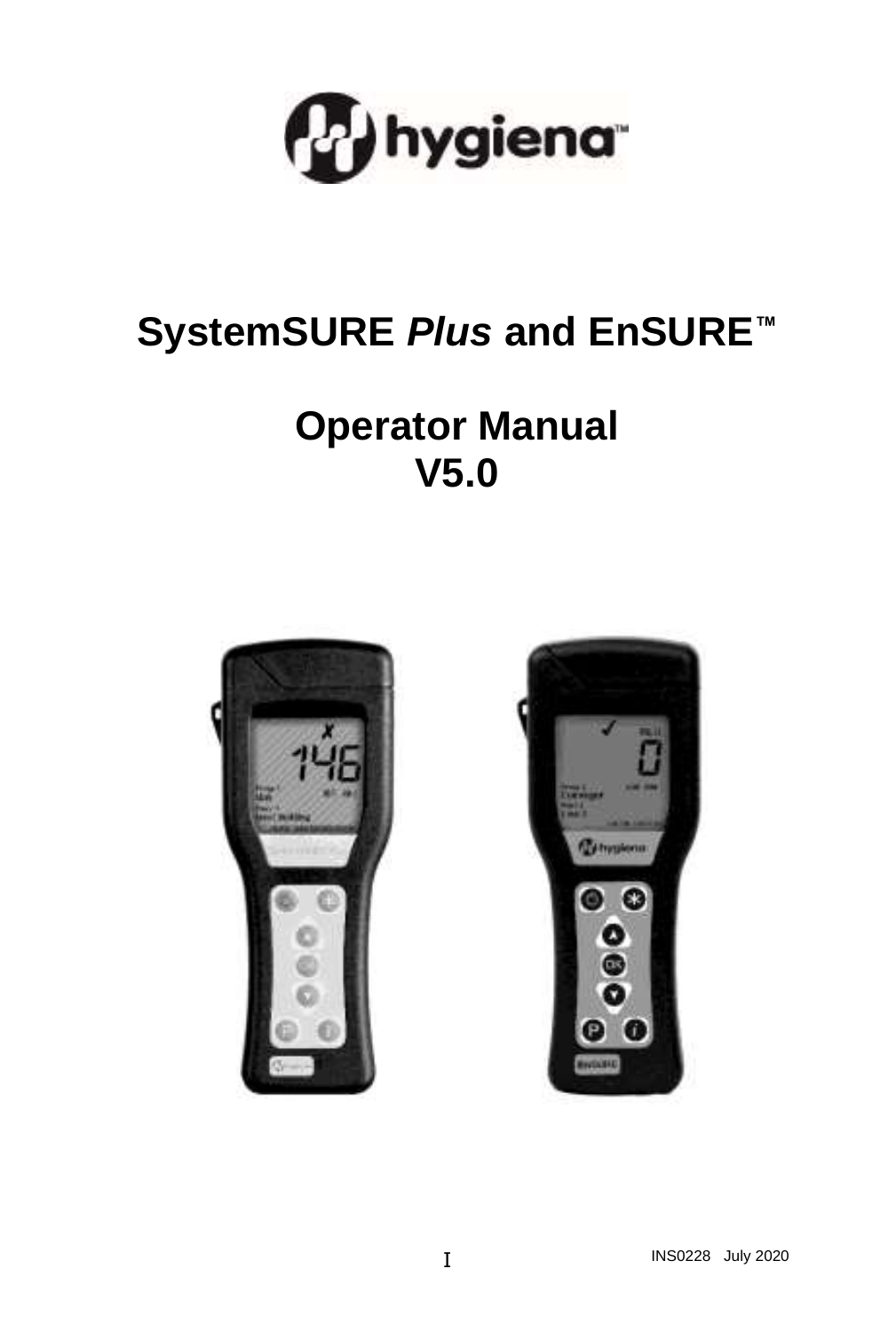# SystemSURE *Plus* and EnSURE™

# Operator Manual V5.0

INS0228 July 2020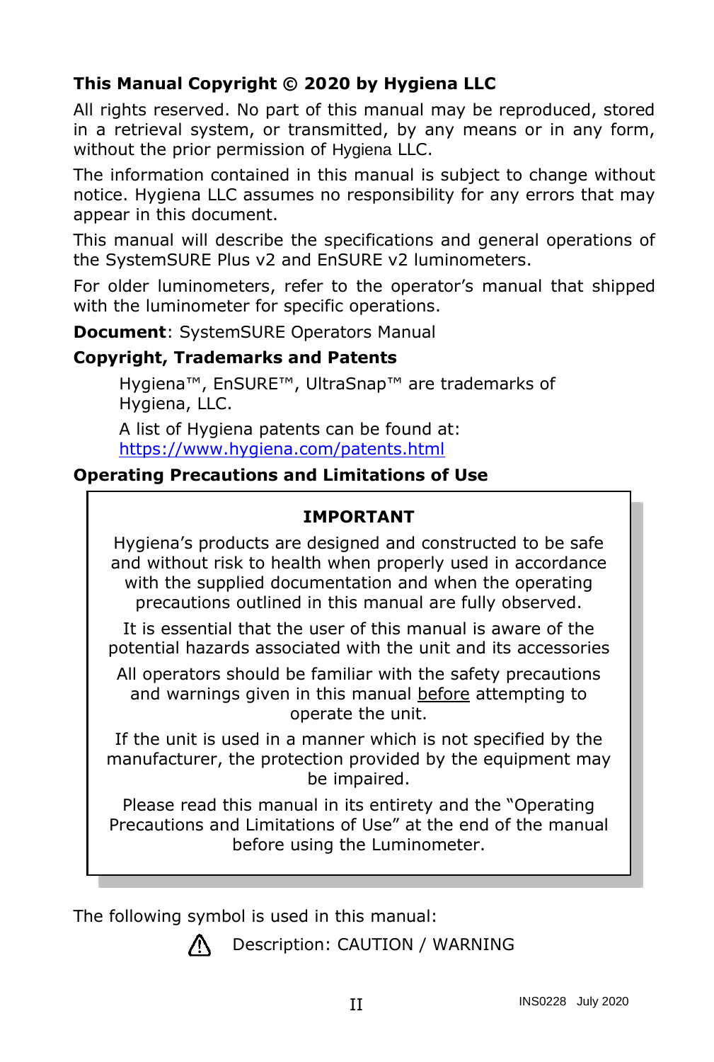**This Manual Copyright © 2020 by Hygiena LLC**

All rights reserved. No part of this manual may be reproduced, stored in a retrieval system, or transmitted, by any means or in any form, without the prior permission of Hygiena LLC.

The information contained in this manual is subject to change without notice. Hygiena LLC assumes no responsibility for any errors that may appear in this document.

This manual will describe the specifications and general operations of the SystemSURE Plus v2 and EnSURE v2 luminometers.

For older luminometers, refer to the operator's manual that shipped with the luminometer for specific operations.

**Document**: SystemSURE Operators Manual

**Copyright, Trademarks and Patents**

Hygiena™, EnSURE™, UltraSnap™ are trademarks of Hygiena, LLC.

A list of Hygiena patents can be found at: https://www.hygiena.com/patents.html

**Operating Precautions and Limitations of Use**

**IMPORTANT**

Hygiena's products are designed and constructed to be safe and without risk to health when properly used in accordance with the supplied documentation and when the operating precautions outlined in this manual are fully observed.

It is essential that the user of this manual is aware of the potential hazards associated with the unit and its accessories

All operators should be familiar with the safety precautions and warnings given in this manual before attempting to operate the unit.

If the unit is used in a manner which is not specified by the manufacturer, the protection provided by the equipment may be impaired.

Please read this manual in its entirety and the "Operating Precautions and Limitations of Use" at the end of the manual before using the Luminometer.

The following symbol is used in this manual:

⚠ Description: CAUTION / WARNING

INS0228 July 2020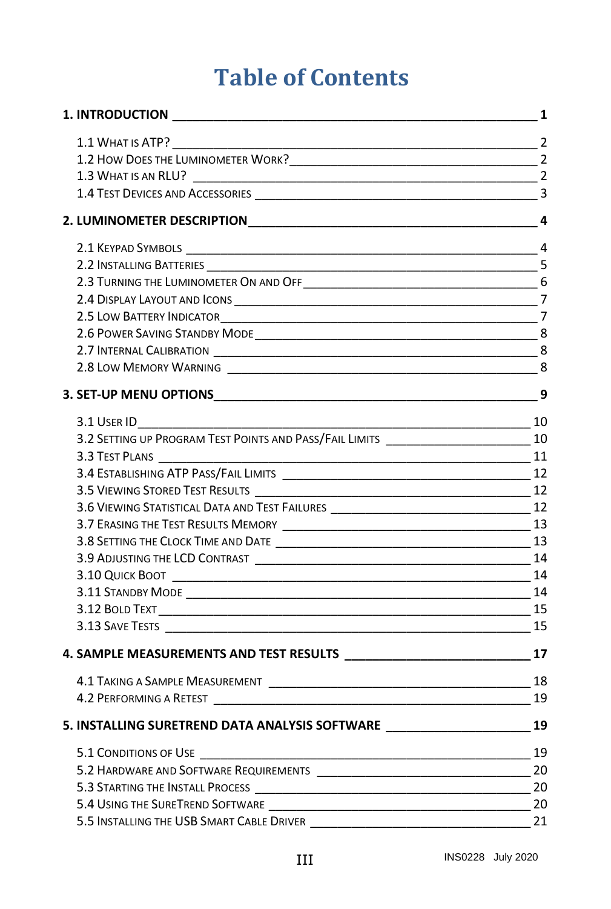# Table of Contents

**1. INTRODUCTION** **1**

1.1 What is ATP? 2
1.2 How Does the Luminometer Work? 2
1.3 What is an RLU? 2
1.4 Test Devices and Accessories 3

**2. LUMINOMETER DESCRIPTION** **4**

2.1 Keypad Symbols 4
2.2 Installing Batteries 5
2.3 Turning the Luminometer On and Off 6
2.4 Display Layout and Icons 7
2.5 Low Battery Indicator 7
2.6 Power Saving Standby Mode 8
2.7 Internal Calibration 8
2.8 Low Memory Warning 8

**3. SET-UP MENU OPTIONS** **9**

3.1 User ID 10
3.2 Setting up Program Test Points and Pass/Fail Limits 10
3.3 Test Plans 11
3.4 Establishing ATP Pass/Fail Limits 12
3.5 Viewing Stored Test Results 12
3.6 Viewing Statistical Data and Test Failures 12
3.7 Erasing the Test Results Memory 13
3.8 Setting the Clock Time and Date 13
3.9 Adjusting the LCD Contrast 14
3.10 Quick Boot 14
3.11 Standby Mode 14
3.12 Bold Text 15
3.13 Save Tests 15

**4. SAMPLE MEASUREMENTS AND TEST RESULTS** **17**

4.1 Taking a Sample Measurement 18
4.2 Performing a Retest 19

**5. INSTALLING SURETREND DATA ANALYSIS SOFTWARE** **19**

5.1 Conditions of Use 19
5.2 Hardware and Software Requirements 20
5.3 Starting the Install Process 20
5.4 Using the SureTrend Software 20
5.5 Installing the USB Smart Cable Driver 21

INS0228 July 2020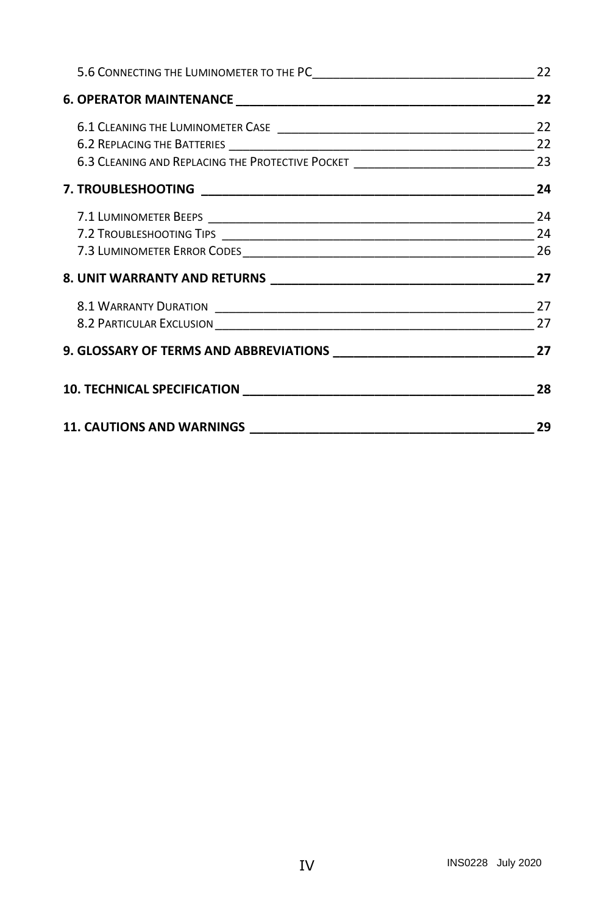5.6 Connecting the Luminometer to the PC _____ 22

**6. OPERATOR MAINTENANCE _____ 22**

6.1 Cleaning the Luminometer Case _____ 22
6.2 Replacing the Batteries _____ 22
6.3 Cleaning and Replacing the Protective Pocket _____ 23

**7. TROUBLESHOOTING _____ 24**

7.1 Luminometer Beeps _____ 24
7.2 Troubleshooting Tips _____ 24
7.3 Luminometer Error Codes _____ 26

**8. UNIT WARRANTY AND RETURNS _____ 27**

8.1 Warranty Duration _____ 27
8.2 Particular Exclusion _____ 27

**9. GLOSSARY OF TERMS AND ABBREVIATIONS _____ 27**

**10. TECHNICAL SPECIFICATION _____ 28**

**11. CAUTIONS AND WARNINGS _____ 29**

INS0228 July 2020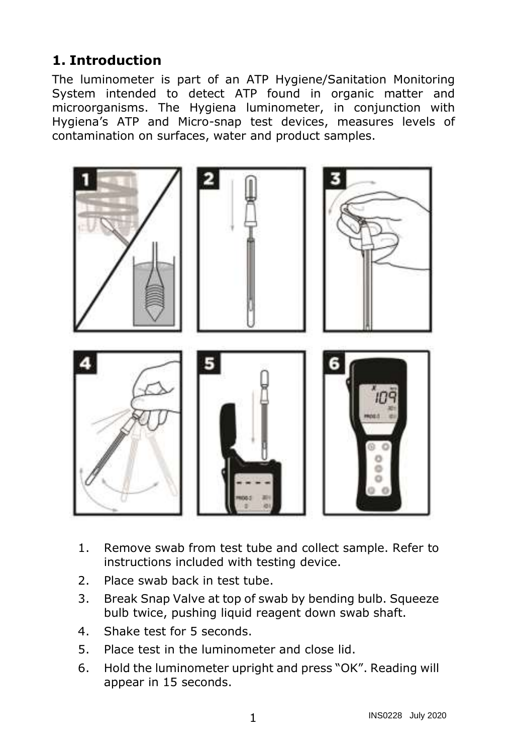## 1. Introduction

The luminometer is part of an ATP Hygiene/Sanitation Monitoring System intended to detect ATP found in organic matter and microorganisms. The Hygiena luminometer, in conjunction with Hygiena's ATP and Micro-snap test devices, measures levels of contamination on surfaces, water and product samples.

1. Remove swab from test tube and collect sample. Refer to instructions included with testing device.
2. Place swab back in test tube.
3. Break Snap Valve at top of swab by bending bulb. Squeeze bulb twice, pushing liquid reagent down swab shaft.
4. Shake test for 5 seconds.
5. Place test in the luminometer and close lid.
6. Hold the luminometer upright and press "OK". Reading will appear in 15 seconds.

INS0228 July 2020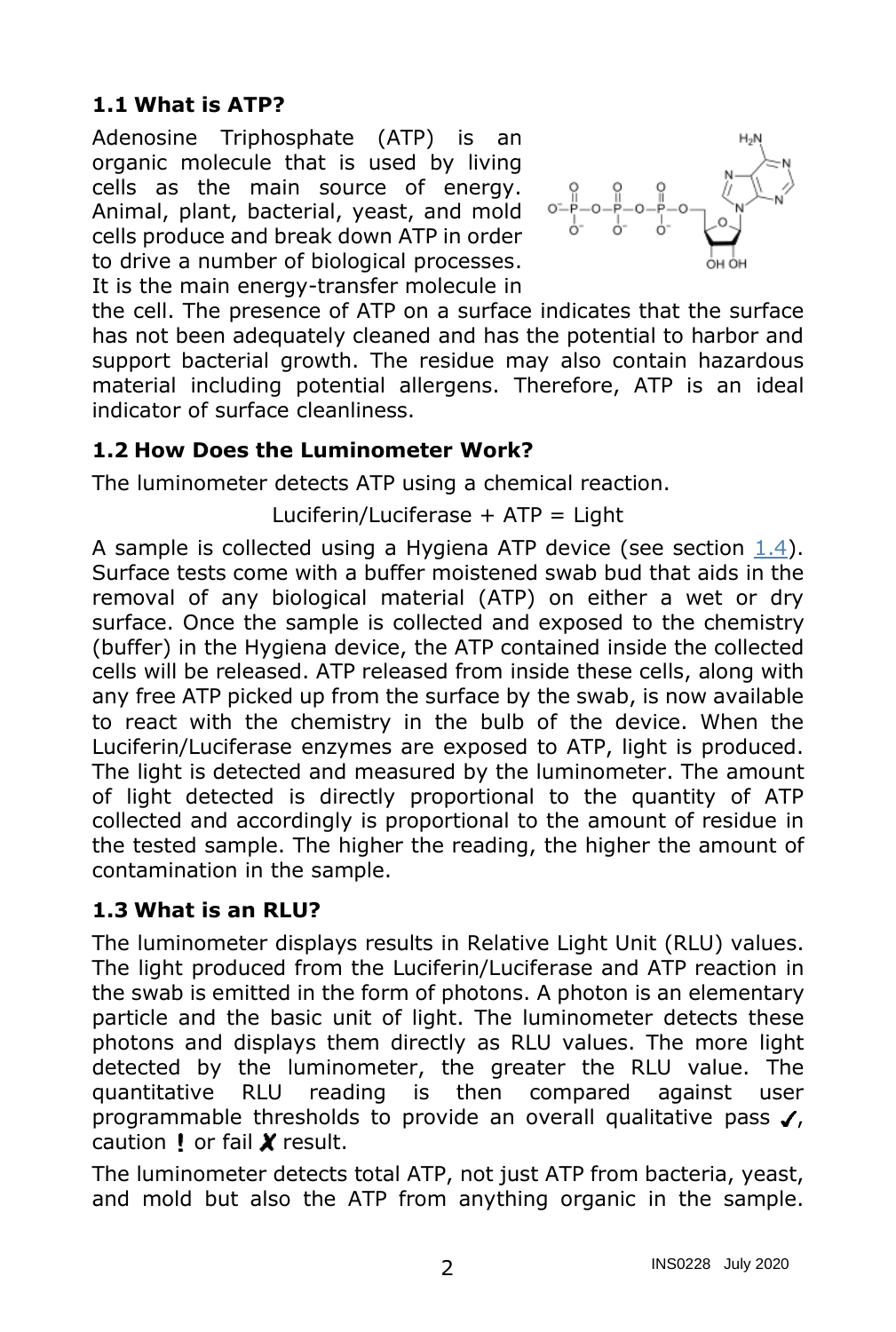### 1.1 What is ATP?

Adenosine Triphosphate (ATP) is an organic molecule that is used by living cells as the main source of energy. Animal, plant, bacterial, yeast, and mold cells produce and break down ATP in order to drive a number of biological processes. It is the main energy-transfer molecule in the cell. The presence of ATP on a surface indicates that the surface has not been adequately cleaned and has the potential to harbor and support bacterial growth. The residue may also contain hazardous material including potential allergens. Therefore, ATP is an ideal indicator of surface cleanliness.

### 1.2 How Does the Luminometer Work?

The luminometer detects ATP using a chemical reaction.

Luciferin/Luciferase + ATP = Light

A sample is collected using a Hygiena ATP device (see section 1.4). Surface tests come with a buffer moistened swab bud that aids in the removal of any biological material (ATP) on either a wet or dry surface. Once the sample is collected and exposed to the chemistry (buffer) in the Hygiena device, the ATP contained inside the collected cells will be released. ATP released from inside these cells, along with any free ATP picked up from the surface by the swab, is now available to react with the chemistry in the bulb of the device. When the Luciferin/Luciferase enzymes are exposed to ATP, light is produced. The light is detected and measured by the luminometer. The amount of light detected is directly proportional to the quantity of ATP collected and accordingly is proportional to the amount of residue in the tested sample. The higher the reading, the higher the amount of contamination in the sample.

### 1.3 What is an RLU?

The luminometer displays results in Relative Light Unit (RLU) values. The light produced from the Luciferin/Luciferase and ATP reaction in the swab is emitted in the form of photons. A photon is an elementary particle and the basic unit of light. The luminometer detects these photons and displays them directly as RLU values. The more light detected by the luminometer, the greater the RLU value. The quantitative RLU reading is then compared against user programmable thresholds to provide an overall qualitative pass ✓, caution ! or fail ✗ result.

The luminometer detects total ATP, not just ATP from bacteria, yeast, and mold but also the ATP from anything organic in the sample.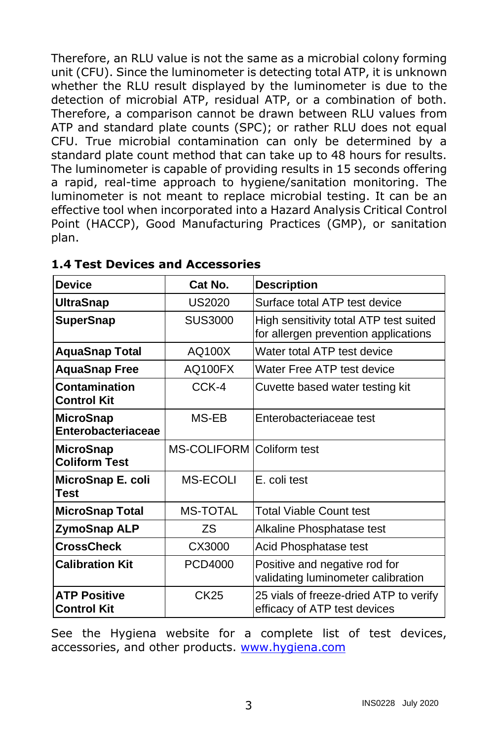Therefore, an RLU value is not the same as a microbial colony forming unit (CFU). Since the luminometer is detecting total ATP, it is unknown whether the RLU result displayed by the luminometer is due to the detection of microbial ATP, residual ATP, or a combination of both. Therefore, a comparison cannot be drawn between RLU values from ATP and standard plate counts (SPC); or rather RLU does not equal CFU. True microbial contamination can only be determined by a standard plate count method that can take up to 48 hours for results. The luminometer is capable of providing results in 15 seconds offering a rapid, real-time approach to hygiene/sanitation monitoring. The luminometer is not meant to replace microbial testing. It can be an effective tool when incorporated into a Hazard Analysis Critical Control Point (HACCP), Good Manufacturing Practices (GMP), or sanitation plan.

### 1.4 Test Devices and Accessories

| Device | Cat No. | Description |
|---|---|---|
| **UltraSnap** | US2020 | Surface total ATP test device |
| **SuperSnap** | SUS3000 | High sensitivity total ATP test suited for allergen prevention applications |
| **AquaSnap Total** | AQ100X | Water total ATP test device |
| **AquaSnap Free** | AQ100FX | Water Free ATP test device |
| **Contamination Control Kit** | CCK-4 | Cuvette based water testing kit |
| **MicroSnap Enterobacteriaceae** | MS-EB | Enterobacteriaceae test |
| **MicroSnap Coliform Test** | MS-COLIFORM | Coliform test |
| **MicroSnap E. coli Test** | MS-ECOLI | E. coli test |
| **MicroSnap Total** | MS-TOTAL | Total Viable Count test |
| **ZymoSnap ALP** | ZS | Alkaline Phosphatase test |
| **CrossCheck** | CX3000 | Acid Phosphatase test |
| **Calibration Kit** | PCD4000 | Positive and negative rod for validating luminometer calibration |
| **ATP Positive Control Kit** | CK25 | 25 vials of freeze-dried ATP to verify efficacy of ATP test devices |

See the Hygiena website for a complete list of test devices, accessories, and other products. www.hygiena.com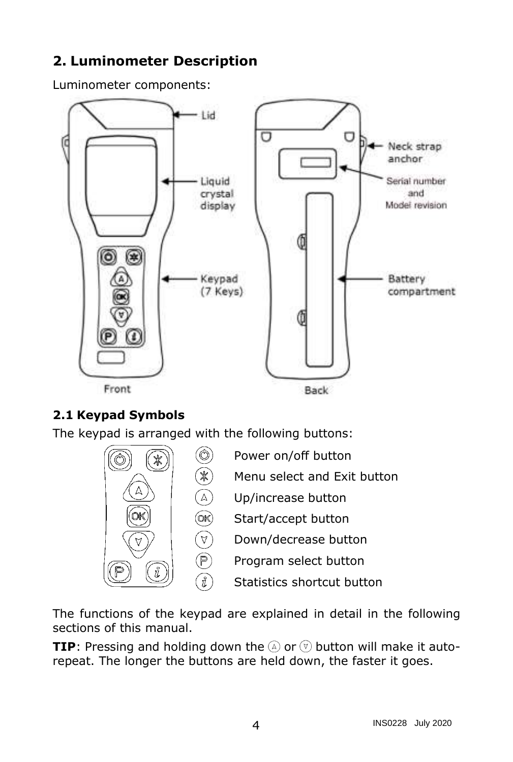## 2. Luminometer Description

Luminometer components:

Lid

Liquid crystal display

Keypad (7 Keys)

Front

Neck strap anchor

Serial number and Model revision

Battery compartment

Back

### 2.1 Keypad Symbols

The keypad is arranged with the following buttons:

- Power on/off button
- Menu select and Exit button
- Up/increase button
- Start/accept button
- Down/decrease button
- Program select button
- Statistics shortcut button

The functions of the keypad are explained in detail in the following sections of this manual.

**TIP**: Pressing and holding down the up or down button will make it auto-repeat. The longer the buttons are held down, the faster it goes.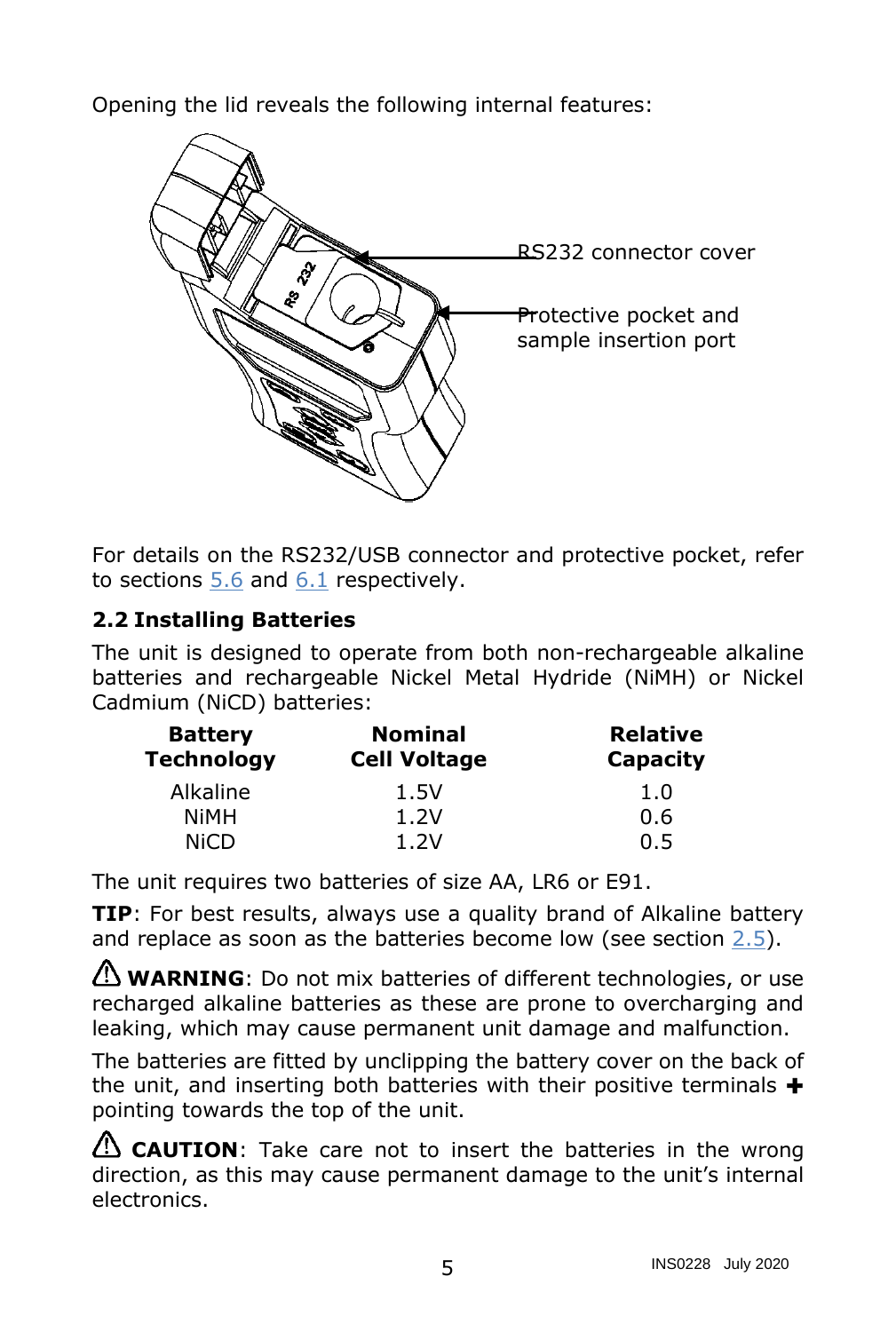Opening the lid reveals the following internal features:

RS232 connector cover

Protective pocket and sample insertion port

For details on the RS232/USB connector and protective pocket, refer to sections 5.6 and 6.1 respectively.

## 2.2 Installing Batteries

The unit is designed to operate from both non-rechargeable alkaline batteries and rechargeable Nickel Metal Hydride (NiMH) or Nickel Cadmium (NiCD) batteries:

| Battery Technology | Nominal Cell Voltage | Relative Capacity |
|---|---|---|
| Alkaline | 1.5V | 1.0 |
| NiMH | 1.2V | 0.6 |
| NiCD | 1.2V | 0.5 |

The unit requires two batteries of size AA, LR6 or E91.

**TIP**: For best results, always use a quality brand of Alkaline battery and replace as soon as the batteries become low (see section 2.5).

⚠ **WARNING**: Do not mix batteries of different technologies, or use recharged alkaline batteries as these are prone to overcharging and leaking, which may cause permanent unit damage and malfunction.

The batteries are fitted by unclipping the battery cover on the back of the unit, and inserting both batteries with their positive terminals + pointing towards the top of the unit.

⚠ **CAUTION**: Take care not to insert the batteries in the wrong direction, as this may cause permanent damage to the unit's internal electronics.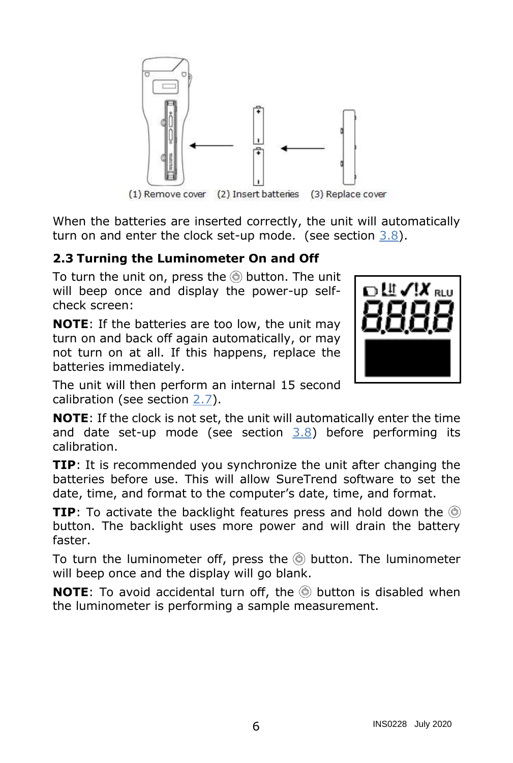(1) Remove cover (2) Insert batteries (3) Replace cover

When the batteries are inserted correctly, the unit will automatically turn on and enter the clock set-up mode. (see section 3.8).

### 2.3 Turning the Luminometer On and Off

To turn the unit on, press the ⓞ button. The unit will beep once and display the power-up self-check screen:

**NOTE**: If the batteries are too low, the unit may turn on and back off again automatically, or may not turn on at all. If this happens, replace the batteries immediately.

The unit will then perform an internal 15 second calibration (see section 2.7).

**NOTE**: If the clock is not set, the unit will automatically enter the time and date set-up mode (see section 3.8) before performing its calibration.

**TIP**: It is recommended you synchronize the unit after changing the batteries before use. This will allow SureTrend software to set the date, time, and format to the computer's date, time, and format.

**TIP**: To activate the backlight features press and hold down the ⓞ button. The backlight uses more power and will drain the battery faster.

To turn the luminometer off, press the ⓞ button. The luminometer will beep once and the display will go blank.

**NOTE**: To avoid accidental turn off, the ⓞ button is disabled when the luminometer is performing a sample measurement.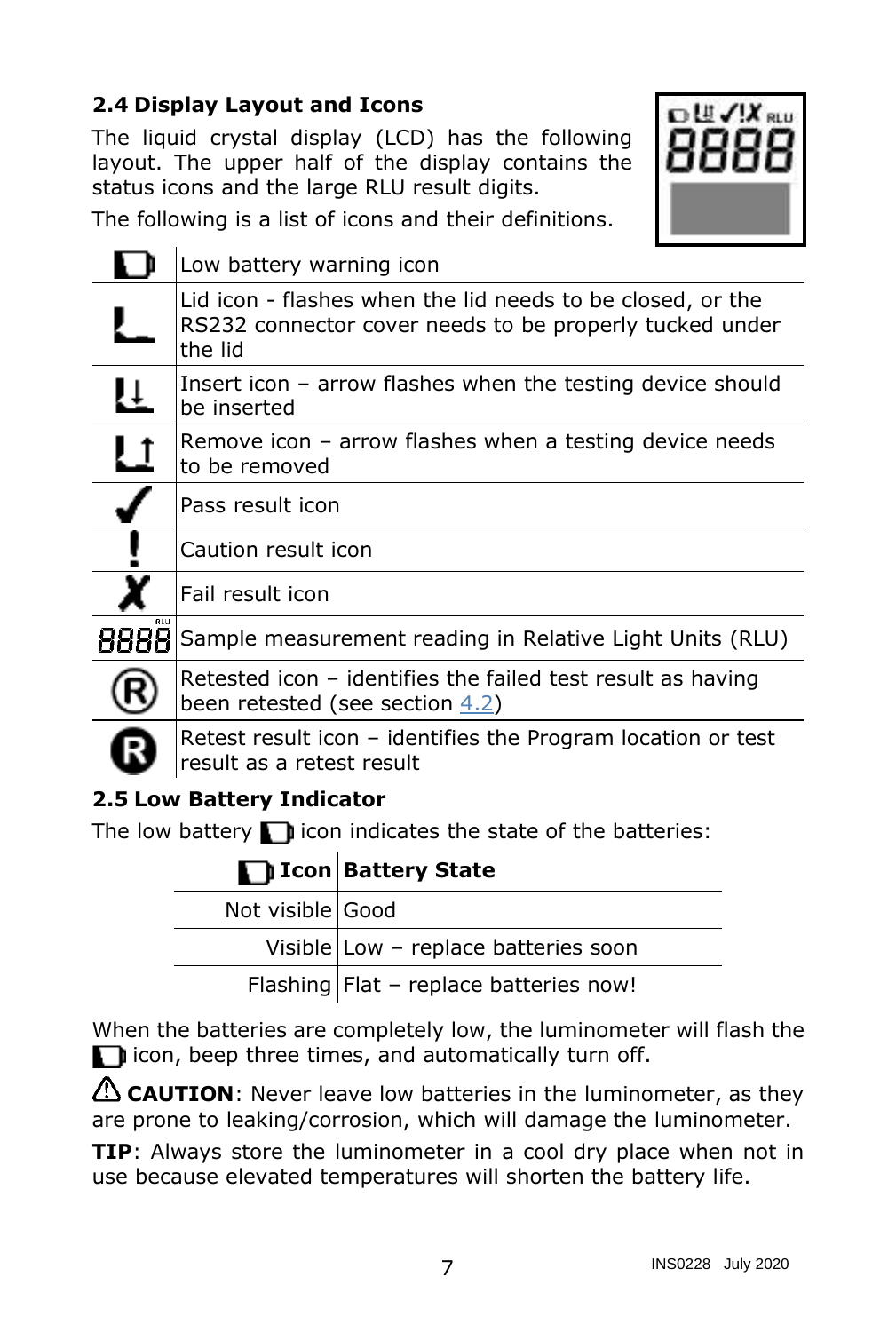### 2.4 Display Layout and Icons

The liquid crystal display (LCD) has the following layout. The upper half of the display contains the status icons and the large RLU result digits.

The following is a list of icons and their definitions.

| Icon | Definition |
|---|---|
| | Low battery warning icon |
| | Lid icon - flashes when the lid needs to be closed, or the RS232 connector cover needs to be properly tucked under the lid |
| | Insert icon – arrow flashes when the testing device should be inserted |
| | Remove icon – arrow flashes when a testing device needs to be removed |
| ✓ | Pass result icon |
| ! | Caution result icon |
| X | Fail result icon |
| 8888 RLU | Sample measurement reading in Relative Light Units (RLU) |
| ® | Retested icon – identifies the failed test result as having been retested (see section 4.2) |
| R | Retest result icon – identifies the Program location or test result as a retest result |

### 2.5 Low Battery Indicator

The low battery icon indicates the state of the batteries:

| Icon | Battery State |
|---:|---|
| Not visible | Good |
| Visible | Low – replace batteries soon |
| Flashing | Flat – replace batteries now! |

When the batteries are completely low, the luminometer will flash the icon, beep three times, and automatically turn off.

⚠ **CAUTION**: Never leave low batteries in the luminometer, as they are prone to leaking/corrosion, which will damage the luminometer.

**TIP**: Always store the luminometer in a cool dry place when not in use because elevated temperatures will shorten the battery life.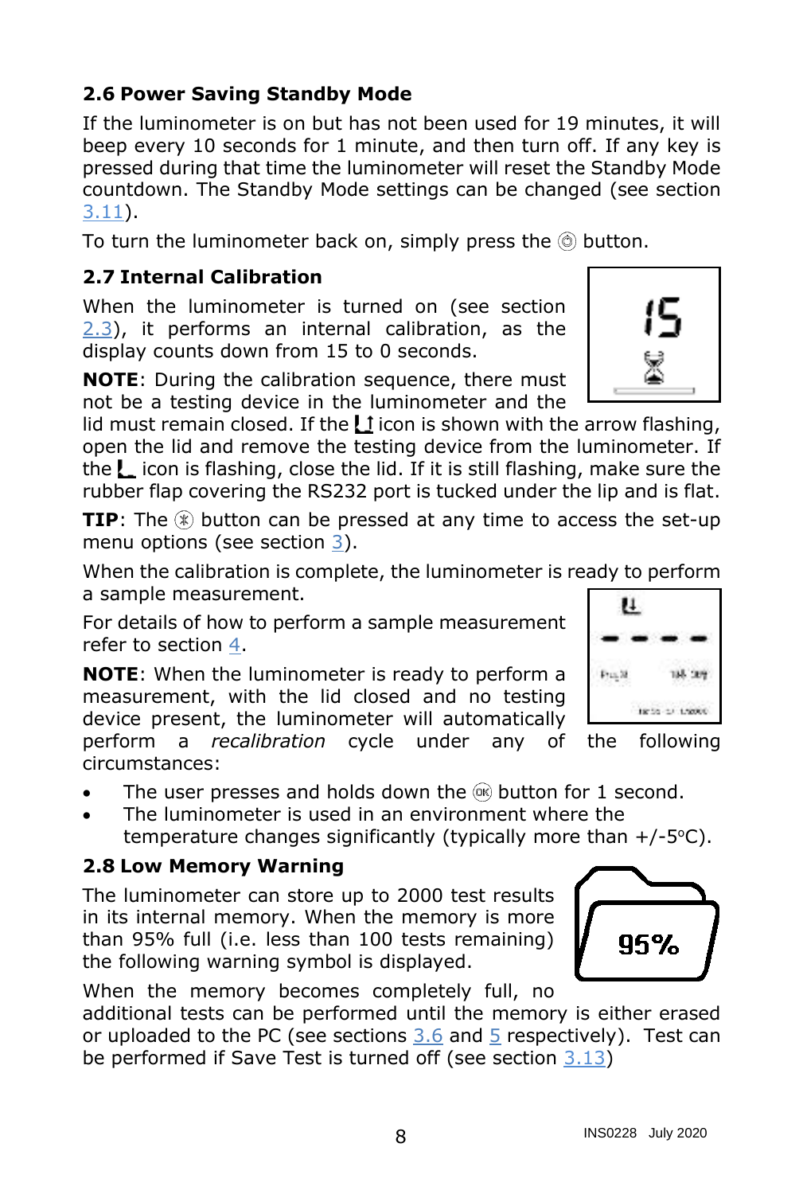## 2.6 Power Saving Standby Mode

If the luminometer is on but has not been used for 19 minutes, it will beep every 10 seconds for 1 minute, and then turn off. If any key is pressed during that time the luminometer will reset the Standby Mode countdown. The Standby Mode settings can be changed (see section 3.11).

To turn the luminometer back on, simply press the ◎ button.

## 2.7 Internal Calibration

When the luminometer is turned on (see section 2.3), it performs an internal calibration, as the display counts down from 15 to 0 seconds.

**NOTE**: During the calibration sequence, there must not be a testing device in the luminometer and the lid must remain closed. If the icon is shown with the arrow flashing, open the lid and remove the testing device from the luminometer. If the icon is flashing, close the lid. If it is still flashing, make sure the rubber flap covering the RS232 port is tucked under the lip and is flat.

**TIP**: The ⊛ button can be pressed at any time to access the set-up menu options (see section 3).

When the calibration is complete, the luminometer is ready to perform a sample measurement.

For details of how to perform a sample measurement refer to section 4.

**NOTE**: When the luminometer is ready to perform a measurement, with the lid closed and no testing device present, the luminometer will automatically perform a *recalibration* cycle under any of the following circumstances:

- The user presses and holds down the OK button for 1 second.
- The luminometer is used in an environment where the temperature changes significantly (typically more than +/-5°C).

## 2.8 Low Memory Warning

The luminometer can store up to 2000 test results in its internal memory. When the memory is more than 95% full (i.e. less than 100 tests remaining) the following warning symbol is displayed.

When the memory becomes completely full, no additional tests can be performed until the memory is either erased or uploaded to the PC (see sections 3.6 and 5 respectively). Test can be performed if Save Test is turned off (see section 3.13)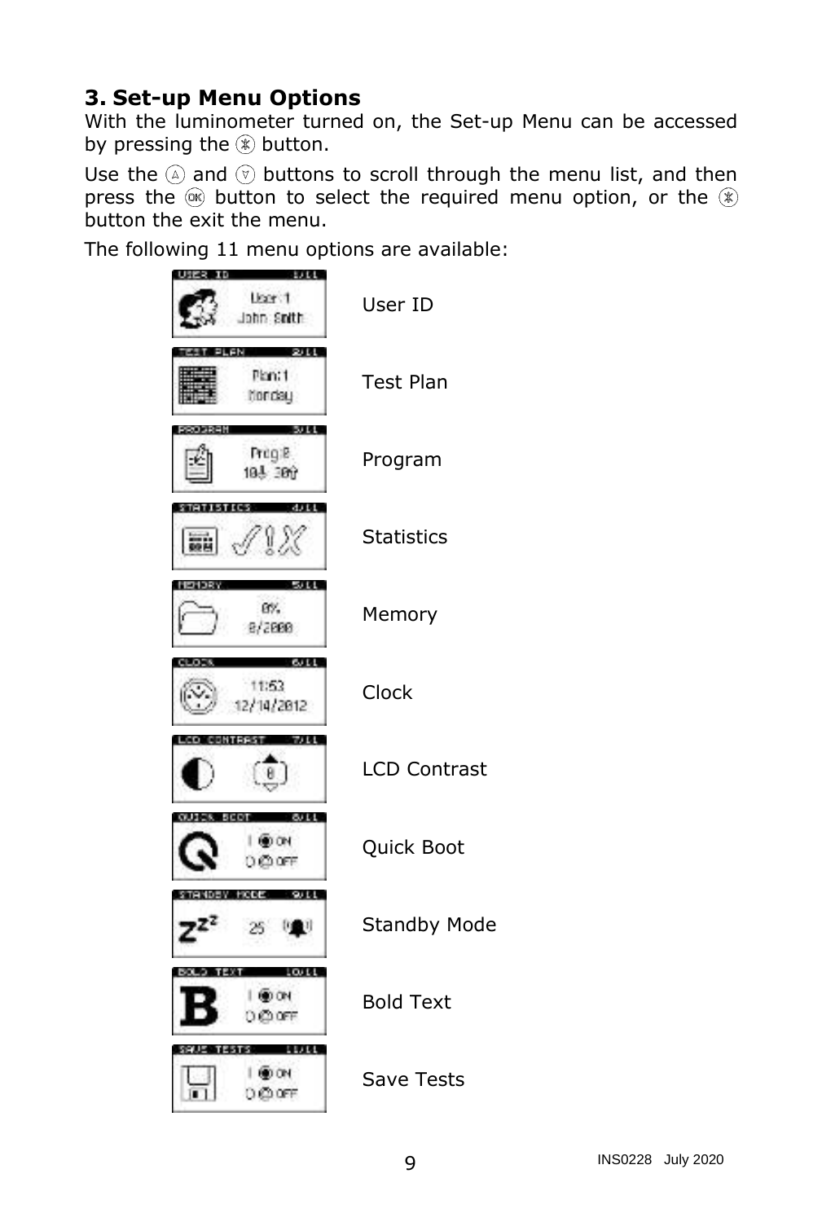## 3. Set-up Menu Options

With the luminometer turned on, the Set-up Menu can be accessed by pressing the ⊛ button.

Use the Ⓐ and ⓥ buttons to scroll through the menu list, and then press the OK button to select the required menu option, or the ⊛ button the exit the menu.

The following 11 menu options are available:

- User ID
- Test Plan
- Program
- Statistics
- Memory
- Clock
- LCD Contrast
- Quick Boot
- Standby Mode
- Bold Text
- Save Tests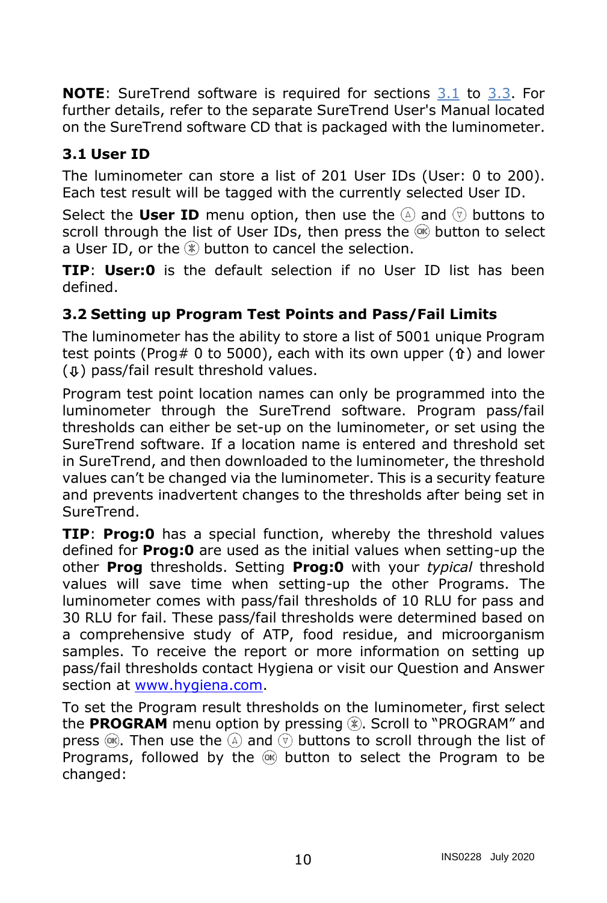**NOTE**: SureTrend software is required for sections 3.1 to 3.3. For further details, refer to the separate SureTrend User's Manual located on the SureTrend software CD that is packaged with the luminometer.

### 3.1 User ID

The luminometer can store a list of 201 User IDs (User: 0 to 200). Each test result will be tagged with the currently selected User ID.

Select the **User ID** menu option, then use the Ⓐ and ⓥ buttons to scroll through the list of User IDs, then press the OK button to select a User ID, or the ✻ button to cancel the selection.

**TIP**: **User:0** is the default selection if no User ID list has been defined.

### 3.2 Setting up Program Test Points and Pass/Fail Limits

The luminometer has the ability to store a list of 5001 unique Program test points (Prog# 0 to 5000), each with its own upper (⇧) and lower (⇩) pass/fail result threshold values.

Program test point location names can only be programmed into the luminometer through the SureTrend software. Program pass/fail thresholds can either be set-up on the luminometer, or set using the SureTrend software. If a location name is entered and threshold set in SureTrend, and then downloaded to the luminometer, the threshold values can't be changed via the luminometer. This is a security feature and prevents inadvertent changes to the thresholds after being set in SureTrend.

**TIP**: **Prog:0** has a special function, whereby the threshold values defined for **Prog:0** are used as the initial values when setting-up the other **Prog** thresholds. Setting **Prog:0** with your *typical* threshold values will save time when setting-up the other Programs. The luminometer comes with pass/fail thresholds of 10 RLU for pass and 30 RLU for fail. These pass/fail thresholds were determined based on a comprehensive study of ATP, food residue, and microorganism samples. To receive the report or more information on setting up pass/fail thresholds contact Hygiena or visit our Question and Answer section at www.hygiena.com.

To set the Program result thresholds on the luminometer, first select the **PROGRAM** menu option by pressing ✻. Scroll to "PROGRAM" and press OK. Then use the Ⓐ and ⓥ buttons to scroll through the list of Programs, followed by the OK button to select the Program to be changed: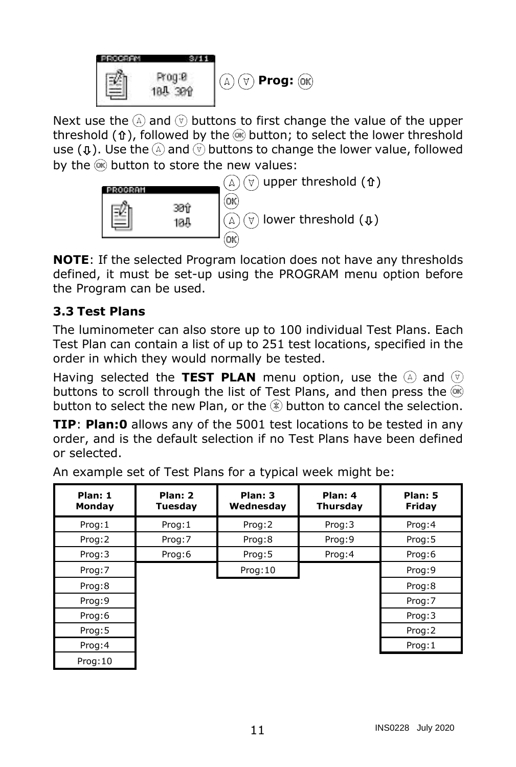PROGRAM 3/11

Prog:0
10⇩ 30⇧

(A) (V) **Prog:** (OK)

Next use the (A) and (V) buttons to first change the value of the upper threshold (⇧), followed by the (OK) button; to select the lower threshold use (⇩). Use the (A) and (V) buttons to change the lower value, followed by the (OK) button to store the new values:

PROGRAM

30⇧
10⇩

(A) (V) upper threshold (⇧)
(OK)
(A) (V) lower threshold (⇩)
(OK)

**NOTE**: If the selected Program location does not have any thresholds defined, it must be set-up using the PROGRAM menu option before the Program can be used.

### 3.3 Test Plans

The luminometer can also store up to 100 individual Test Plans. Each Test Plan can contain a list of up to 251 test locations, specified in the order in which they would normally be tested.

Having selected the **TEST PLAN** menu option, use the (A) and (V) buttons to scroll through the list of Test Plans, and then press the (OK) button to select the new Plan, or the (✱) button to cancel the selection.

**TIP**: **Plan:0** allows any of the 5001 test locations to be tested in any order, and is the default selection if no Test Plans have been defined or selected.

An example set of Test Plans for a typical week might be:

| Plan: 1 Monday | Plan: 2 Tuesday | Plan: 3 Wednesday | Plan: 4 Thursday | Plan: 5 Friday |
|---|---|---|---|---|
| Prog:1 | Prog:1 | Prog:2 | Prog:3 | Prog:4 |
| Prog:2 | Prog:7 | Prog:8 | Prog:9 | Prog:5 |
| Prog:3 | Prog:6 | Prog:5 | Prog:4 | Prog:6 |
| Prog:7 | | Prog:10 | | Prog:9 |
| Prog:8 | | | | Prog:8 |
| Prog:9 | | | | Prog:7 |
| Prog:6 | | | | Prog:3 |
| Prog:5 | | | | Prog:2 |
| Prog:4 | | | | Prog:1 |
| Prog:10 | | | | |

INS0228 July 2020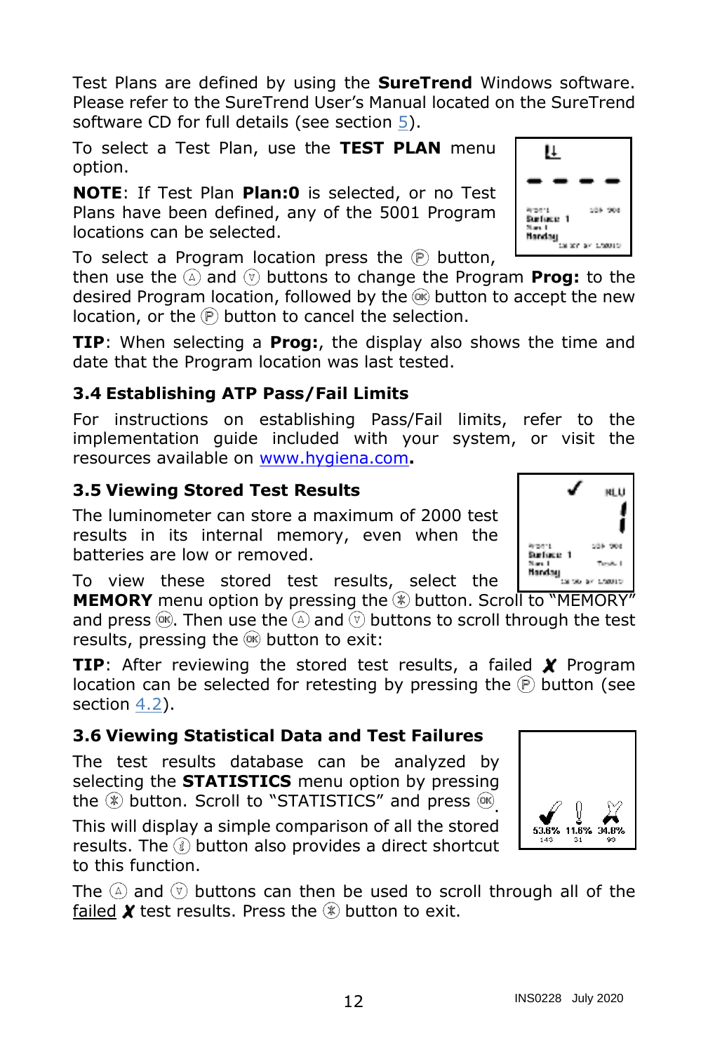Test Plans are defined by using the **SureTrend** Windows software. Please refer to the SureTrend User's Manual located on the SureTrend software CD for full details (see section 5).

To select a Test Plan, use the **TEST PLAN** menu option.

**NOTE**: If Test Plan **Plan:0** is selected, or no Test Plans have been defined, any of the 5001 Program locations can be selected.

To select a Program location press the Ⓟ button, then use the Ⓐ and Ⓥ buttons to change the Program **Prog:** to the desired Program location, followed by the Ⓞⓚ button to accept the new location, or the Ⓟ button to cancel the selection.

**TIP**: When selecting a **Prog:**, the display also shows the time and date that the Program location was last tested.

### 3.4 Establishing ATP Pass/Fail Limits

For instructions on establishing Pass/Fail limits, refer to the implementation guide included with your system, or visit the resources available on www.hygiena.com**.**

### 3.5 Viewing Stored Test Results

The luminometer can store a maximum of 2000 test results in its internal memory, even when the batteries are low or removed.

To view these stored test results, select the **MEMORY** menu option by pressing the ⊛ button. Scroll to "MEMORY" and press Ⓞⓚ. Then use the Ⓐ and Ⓥ buttons to scroll through the test results, pressing the Ⓞⓚ button to exit:

**TIP**: After reviewing the stored test results, a failed ✗ Program location can be selected for retesting by pressing the Ⓟ button (see section 4.2).

### 3.6 Viewing Statistical Data and Test Failures

The test results database can be analyzed by selecting the **STATISTICS** menu option by pressing the ⊛ button. Scroll to "STATISTICS" and press Ⓞⓚ.

This will display a simple comparison of all the stored results. The ⓘ button also provides a direct shortcut to this function.

The Ⓐ and Ⓥ buttons can then be used to scroll through all of the failed ✗ test results. Press the ⊛ button to exit.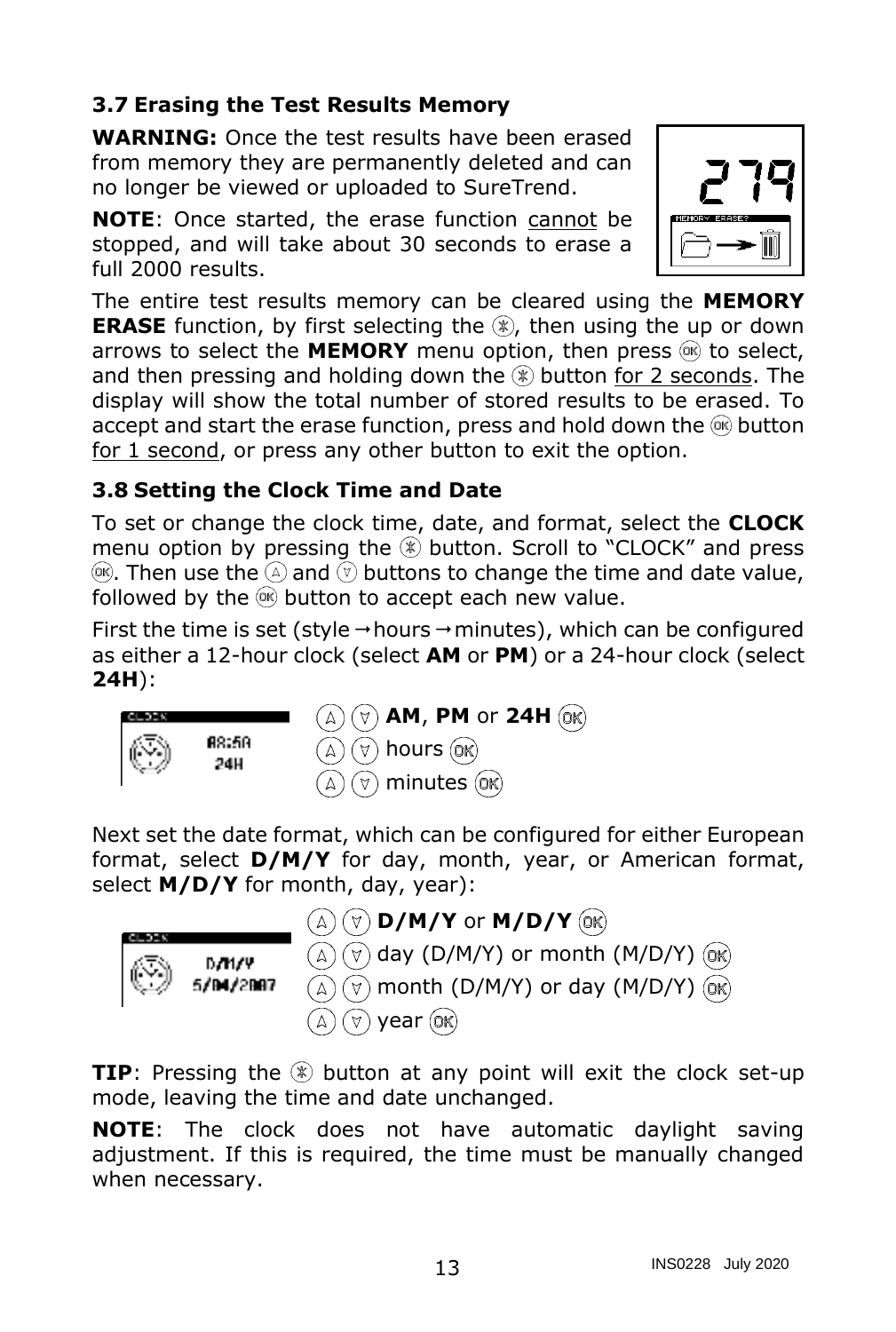### 3.7 Erasing the Test Results Memory

**WARNING:** Once the test results have been erased from memory they are permanently deleted and can no longer be viewed or uploaded to SureTrend.

**NOTE**: Once started, the erase function cannot be stopped, and will take about 30 seconds to erase a full 2000 results.

The entire test results memory can be cleared using the **MEMORY ERASE** function, by first selecting the ⊛, then using the up or down arrows to select the **MEMORY** menu option, then press OK to select, and then pressing and holding down the ⊛ button for 2 seconds. The display will show the total number of stored results to be erased. To accept and start the erase function, press and hold down the OK button for 1 second, or press any other button to exit the option.

### 3.8 Setting the Clock Time and Date

To set or change the clock time, date, and format, select the **CLOCK** menu option by pressing the ⊛ button. Scroll to "CLOCK" and press OK. Then use the ▲ and ▼ buttons to change the time and date value, followed by the OK button to accept each new value.

First the time is set (style → hours → minutes), which can be configured as either a 12-hour clock (select **AM** or **PM**) or a 24-hour clock (select **24H**):

▲ ▼ **AM**, **PM** or **24H** OK
▲ ▼ hours OK
▲ ▼ minutes OK

Next set the date format, which can be configured for either European format, select **D/M/Y** for day, month, year, or American format, select **M/D/Y** for month, day, year):

▲ ▼ **D/M/Y** or **M/D/Y** OK
▲ ▼ day (D/M/Y) or month (M/D/Y) OK
▲ ▼ month (D/M/Y) or day (M/D/Y) OK
▲ ▼ year OK

**TIP**: Pressing the ⊛ button at any point will exit the clock set-up mode, leaving the time and date unchanged.

**NOTE**: The clock does not have automatic daylight saving adjustment. If this is required, the time must be manually changed when necessary.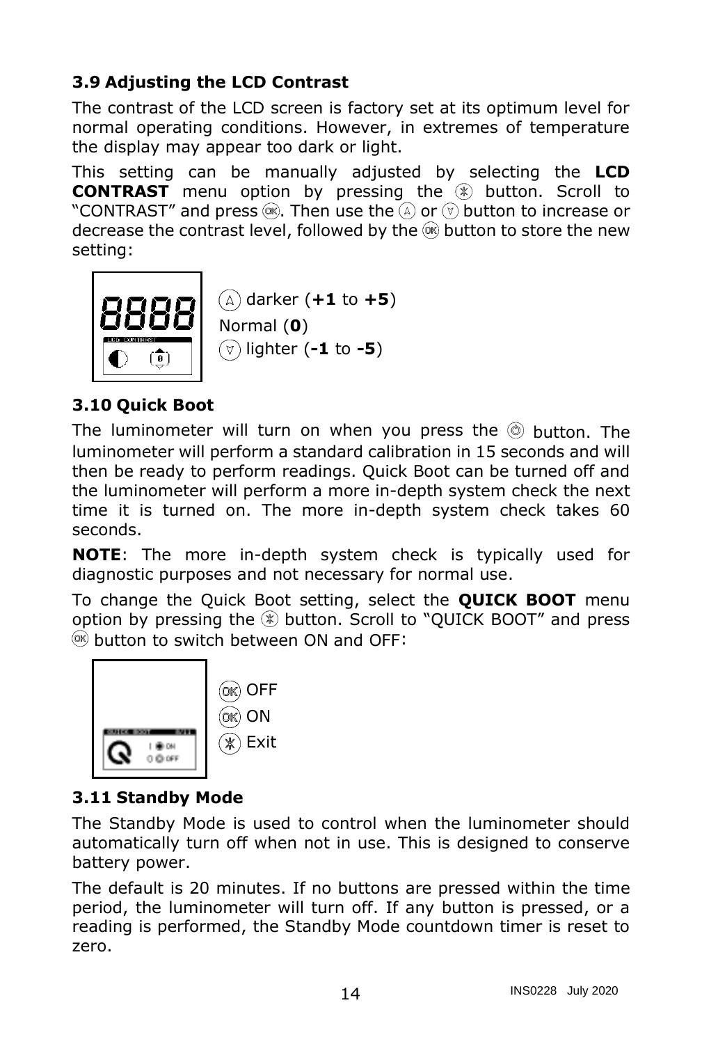### 3.9 Adjusting the LCD Contrast

The contrast of the LCD screen is factory set at its optimum level for normal operating conditions. However, in extremes of temperature the display may appear too dark or light.

This setting can be manually adjusted by selecting the **LCD CONTRAST** menu option by pressing the ⊛ button. Scroll to "CONTRAST" and press Ⓞ. Then use the Ⓐ or ⓥ button to increase or decrease the contrast level, followed by the Ⓞ button to store the new setting:

Ⓐ darker (**+1** to **+5**)
Normal (**0**)
ⓥ lighter (**-1** to **-5**)

### 3.10 Quick Boot

The luminometer will turn on when you press the ◎ button. The luminometer will perform a standard calibration in 15 seconds and will then be ready to perform readings. Quick Boot can be turned off and the luminometer will perform a more in-depth system check the next time it is turned on. The more in-depth system check takes 60 seconds.

**NOTE**: The more in-depth system check is typically used for diagnostic purposes and not necessary for normal use.

To change the Quick Boot setting, select the **QUICK BOOT** menu option by pressing the ⊛ button. Scroll to "QUICK BOOT" and press Ⓞ button to switch between ON and OFF:

Ⓞ OFF
Ⓞ ON
⊛ Exit

### 3.11 Standby Mode

The Standby Mode is used to control when the luminometer should automatically turn off when not in use. This is designed to conserve battery power.

The default is 20 minutes. If no buttons are pressed within the time period, the luminometer will turn off. If any button is pressed, or a reading is performed, the Standby Mode countdown timer is reset to zero.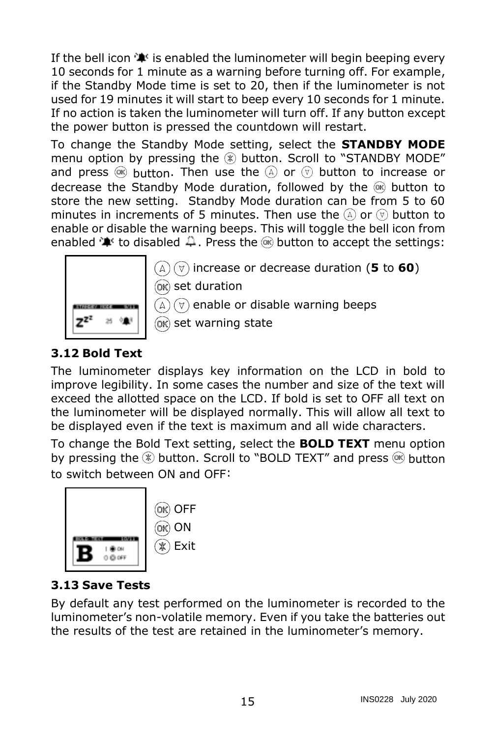If the bell icon is enabled the luminometer will begin beeping every 10 seconds for 1 minute as a warning before turning off. For example, if the Standby Mode time is set to 20, then if the luminometer is not used for 19 minutes it will start to beep every 10 seconds for 1 minute. If no action is taken the luminometer will turn off. If any button except the power button is pressed the countdown will restart.

To change the Standby Mode setting, select the **STANDBY MODE** menu option by pressing the ⊛ button. Scroll to "STANDBY MODE" and press OK button. Then use the Ⓐ or Ⓥ button to increase or decrease the Standby Mode duration, followed by the OK button to store the new setting. Standby Mode duration can be from 5 to 60 minutes in increments of 5 minutes. Then use the Ⓐ or Ⓥ button to enable or disable the warning beeps. This will toggle the bell icon from enabled to disabled. Press the OK button to accept the settings:

- Ⓐ Ⓥ increase or decrease duration (**5** to **60**)
- OK set duration
- Ⓐ Ⓥ enable or disable warning beeps
- OK set warning state

### 3.12 Bold Text

The luminometer displays key information on the LCD in bold to improve legibility. In some cases the number and size of the text will exceed the allotted space on the LCD. If bold is set to OFF all text on the luminometer will be displayed normally. This will allow all text to be displayed even if the text is maximum and all wide characters.

To change the Bold Text setting, select the **BOLD TEXT** menu option by pressing the ⊛ button. Scroll to "BOLD TEXT" and press OK button to switch between ON and OFF:

- OK OFF
- OK ON
- ⊛ Exit

### 3.13 Save Tests

By default any test performed on the luminometer is recorded to the luminometer's non-volatile memory. Even if you take the batteries out the results of the test are retained in the luminometer's memory.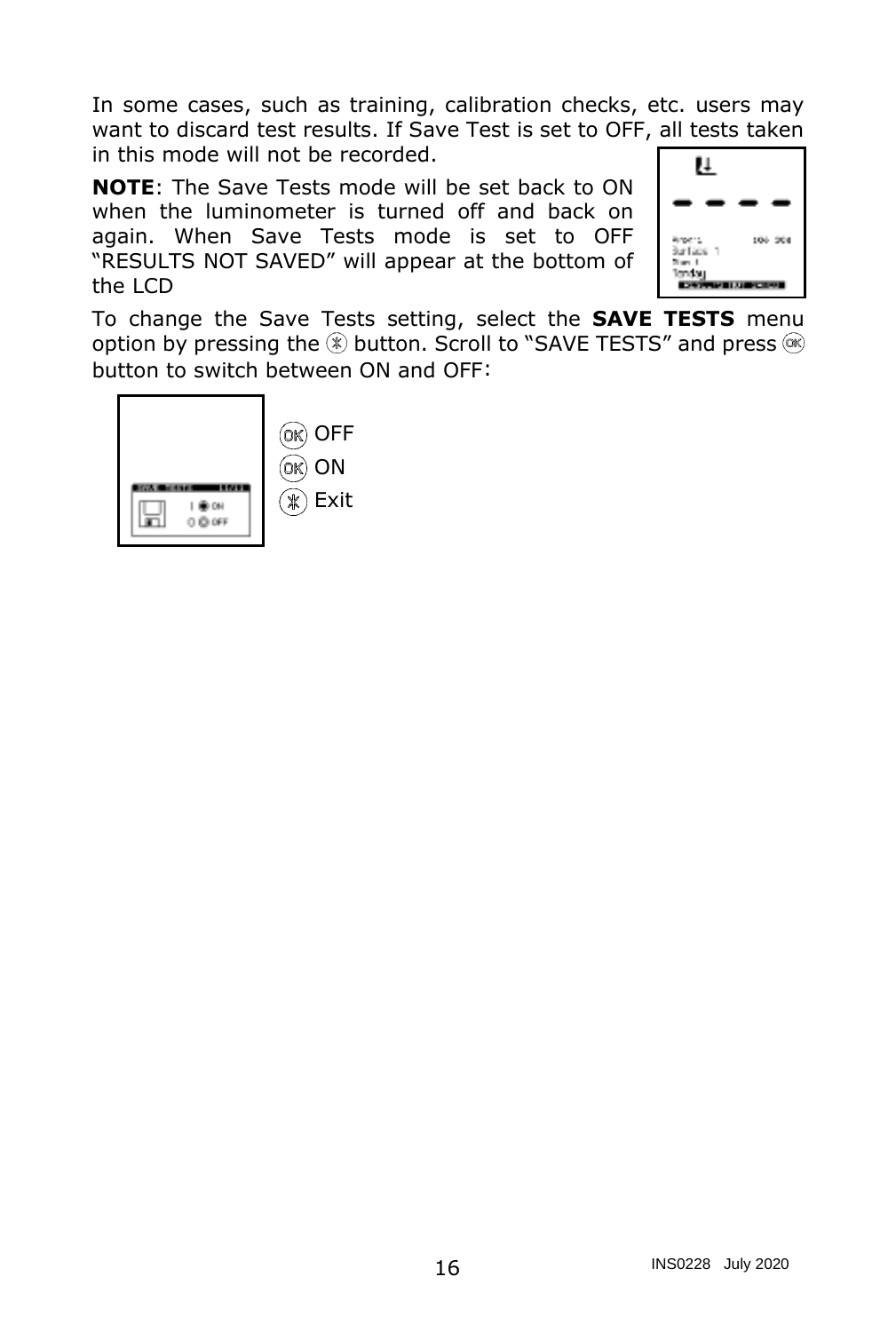In some cases, such as training, calibration checks, etc. users may want to discard test results. If Save Test is set to OFF, all tests taken in this mode will not be recorded.

**NOTE**: The Save Tests mode will be set back to ON when the luminometer is turned off and back on again. When Save Tests mode is set to OFF “RESULTS NOT SAVED” will appear at the bottom of the LCD

To change the Save Tests setting, select the **SAVE TESTS** menu option by pressing the ⊛ button. Scroll to “SAVE TESTS” and press OK button to switch between ON and OFF:

OK OFF

OK ON

⊛ Exit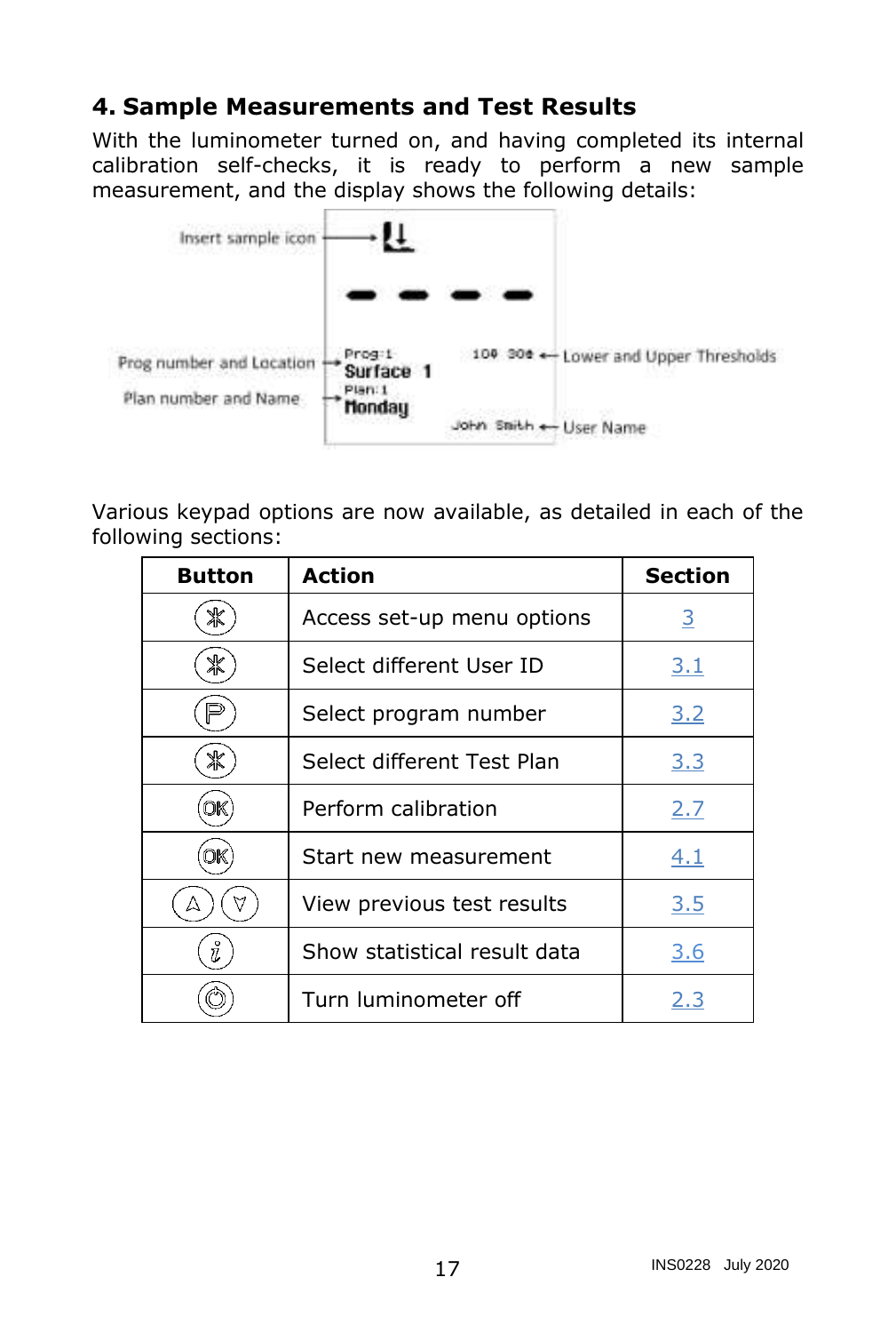## 4. Sample Measurements and Test Results

With the luminometer turned on, and having completed its internal calibration self-checks, it is ready to perform a new sample measurement, and the display shows the following details:

Insert sample icon

Prog number and Location — Prog:1 Surface 1

Plan number and Name — Plan:1 Monday

100 300 — Lower and Upper Thresholds

John Smith — User Name

Various keypad options are now available, as detailed in each of the following sections:

| Button | Action | Section |
|---|---|---|
| ✱ | Access set-up menu options | 3 |
| ✱ | Select different User ID | 3.1 |
| P | Select program number | 3.2 |
| ✱ | Select different Test Plan | 3.3 |
| OK | Perform calibration | 2.7 |
| OK | Start new measurement | 4.1 |
| ▲ ▼ | View previous test results | 3.5 |
| i | Show statistical result data | 3.6 |
| ⏻ | Turn luminometer off | 2.3 |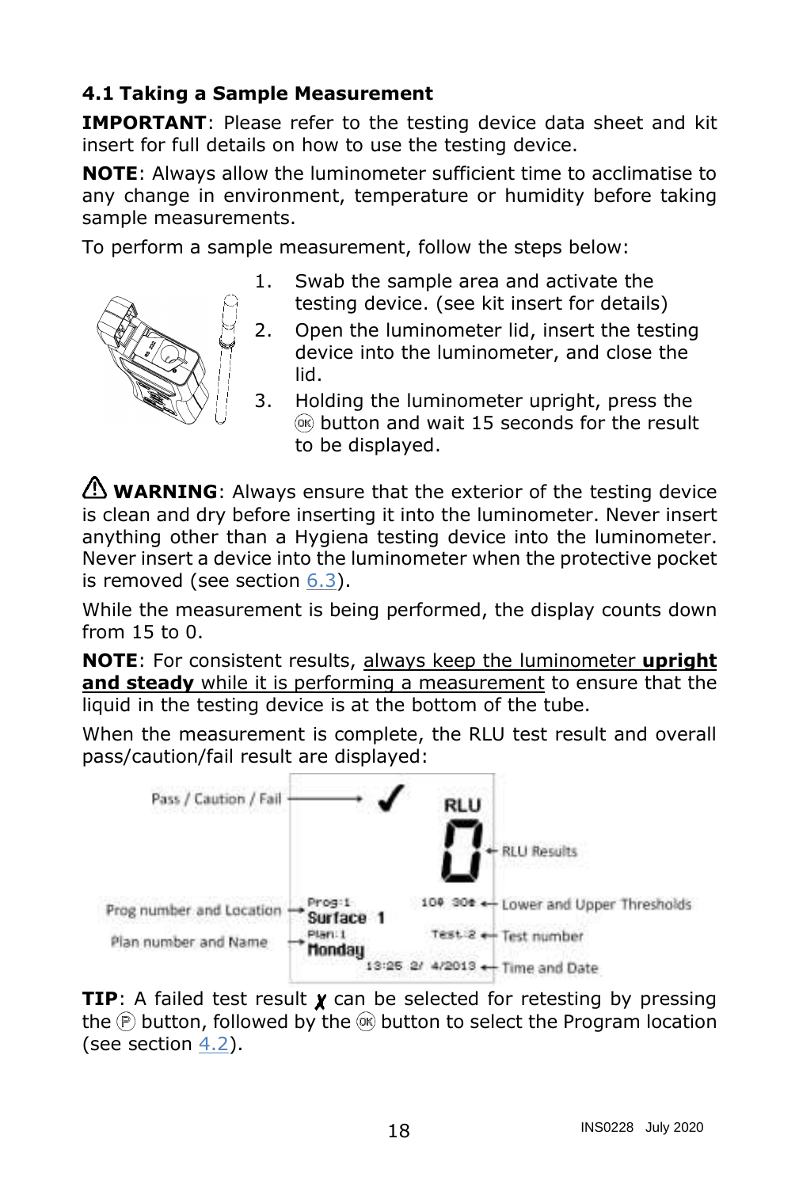### 4.1 Taking a Sample Measurement

**IMPORTANT**: Please refer to the testing device data sheet and kit insert for full details on how to use the testing device.

**NOTE**: Always allow the luminometer sufficient time to acclimatise to any change in environment, temperature or humidity before taking sample measurements.

To perform a sample measurement, follow the steps below:

1. Swab the sample area and activate the testing device. (see kit insert for details)
2. Open the luminometer lid, insert the testing device into the luminometer, and close the lid.
3. Holding the luminometer upright, press the OK button and wait 15 seconds for the result to be displayed.

⚠ **WARNING**: Always ensure that the exterior of the testing device is clean and dry before inserting it into the luminometer. Never insert anything other than a Hygiena testing device into the luminometer. Never insert a device into the luminometer when the protective pocket is removed (see section 6.3).

While the measurement is being performed, the display counts down from 15 to 0.

**NOTE**: For consistent results, always keep the luminometer **upright and steady** while it is performing a measurement to ensure that the liquid in the testing device is at the bottom of the tube.

When the measurement is complete, the RLU test result and overall pass/caution/fail result are displayed:

Pass / Caution / Fail → ✓
RLU
0 ← RLU Results
Prog number and Location → Prog:1 Surface 1
100 300 ← Lower and Upper Thresholds
Plan number and Name → Plan:1 Monday
Test:2 ← Test number
13:25 2/ 4/2013 ← Time and Date

**TIP**: A failed test result ✗ can be selected for retesting by pressing the P button, followed by the OK button to select the Program location (see section 4.2).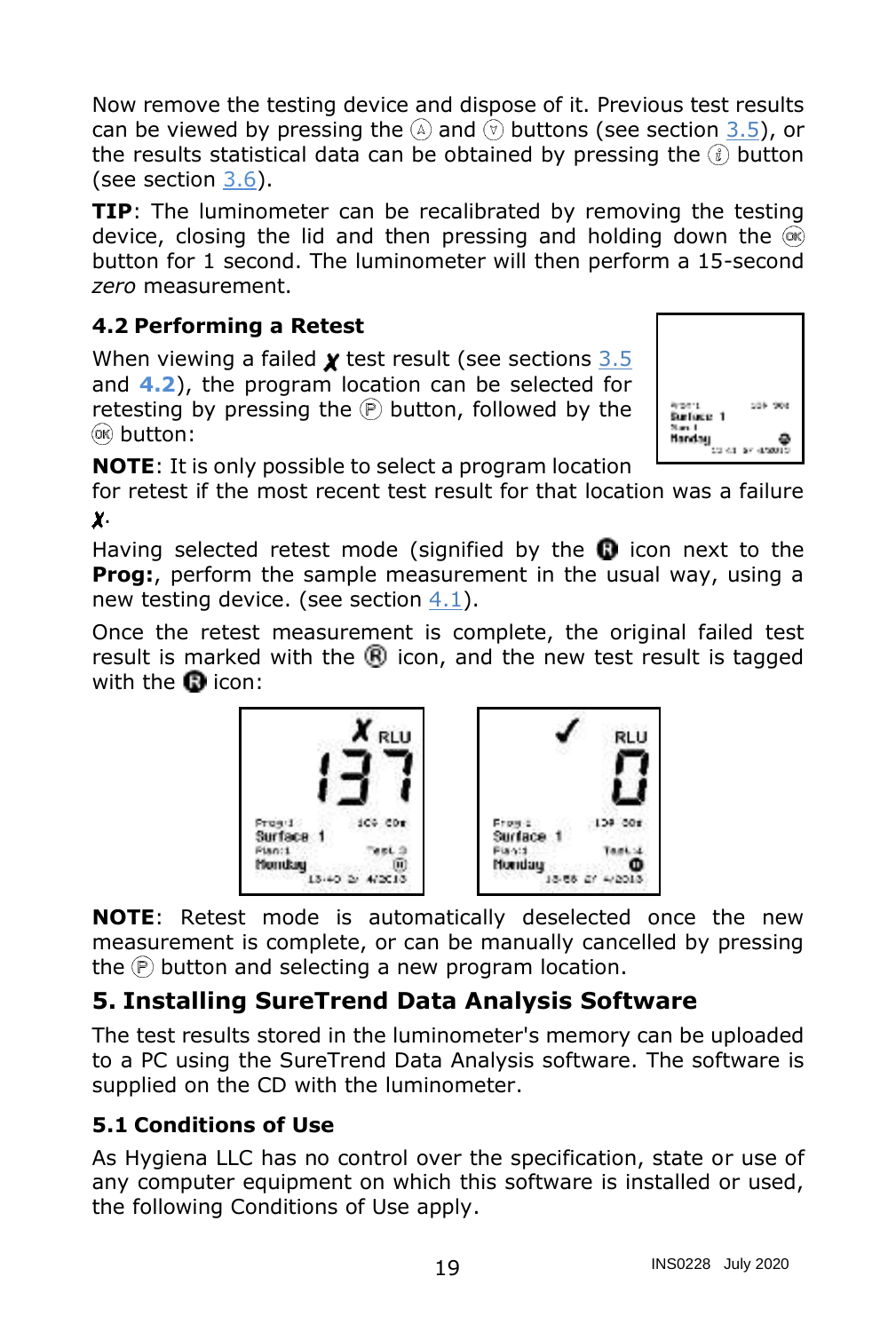Now remove the testing device and dispose of it. Previous test results can be viewed by pressing the Ⓐ and Ⓥ buttons (see section 3.5), or the results statistical data can be obtained by pressing the ⓘ button (see section 3.6).

**TIP**: The luminometer can be recalibrated by removing the testing device, closing the lid and then pressing and holding down the OK button for 1 second. The luminometer will then perform a 15-second *zero* measurement.

### 4.2 Performing a Retest

When viewing a failed ✗ test result (see sections 3.5 and **4.2**), the program location can be selected for retesting by pressing the Ⓟ button, followed by the OK button:

**NOTE**: It is only possible to select a program location for retest if the most recent test result for that location was a failure ✗.

Having selected retest mode (signified by the R icon next to the **Prog:**, perform the sample measurement in the usual way, using a new testing device. (see section 4.1).

Once the retest measurement is complete, the original failed test result is marked with the Ⓡ icon, and the new test result is tagged with the R icon:

**NOTE**: Retest mode is automatically deselected once the new measurement is complete, or can be manually cancelled by pressing the Ⓟ button and selecting a new program location.

## 5. Installing SureTrend Data Analysis Software

The test results stored in the luminometer's memory can be uploaded to a PC using the SureTrend Data Analysis software. The software is supplied on the CD with the luminometer.

### 5.1 Conditions of Use

As Hygiena LLC has no control over the specification, state or use of any computer equipment on which this software is installed or used, the following Conditions of Use apply.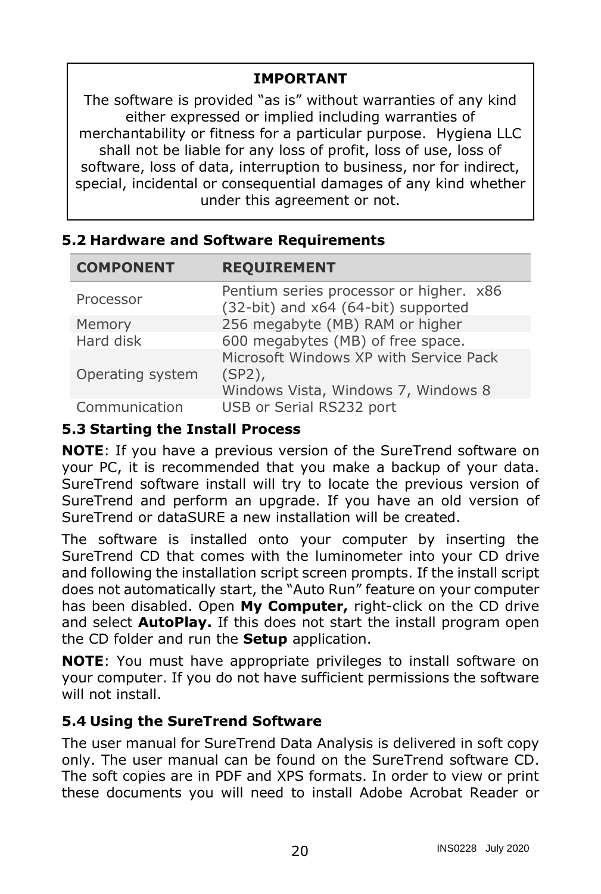**IMPORTANT**

The software is provided "as is" without warranties of any kind either expressed or implied including warranties of merchantability or fitness for a particular purpose. Hygiena LLC shall not be liable for any loss of profit, loss of use, loss of software, loss of data, interruption to business, nor for indirect, special, incidental or consequential damages of any kind whether under this agreement or not.

### 5.2 Hardware and Software Requirements

| COMPONENT | REQUIREMENT |
|---|---|
| Processor | Pentium series processor or higher. x86 (32-bit) and x64 (64-bit) supported |
| Memory | 256 megabyte (MB) RAM or higher |
| Hard disk | 600 megabytes (MB) of free space. |
| Operating system | Microsoft Windows XP with Service Pack (SP2), Windows Vista, Windows 7, Windows 8 |
| Communication | USB or Serial RS232 port |

### 5.3 Starting the Install Process

**NOTE**: If you have a previous version of the SureTrend software on your PC, it is recommended that you make a backup of your data. SureTrend software install will try to locate the previous version of SureTrend and perform an upgrade. If you have an old version of SureTrend or dataSURE a new installation will be created.

The software is installed onto your computer by inserting the SureTrend CD that comes with the luminometer into your CD drive and following the installation script screen prompts. If the install script does not automatically start, the "Auto Run" feature on your computer has been disabled. Open **My Computer,** right-click on the CD drive and select **AutoPlay.** If this does not start the install program open the CD folder and run the **Setup** application.

**NOTE**: You must have appropriate privileges to install software on your computer. If you do not have sufficient permissions the software will not install.

### 5.4 Using the SureTrend Software

The user manual for SureTrend Data Analysis is delivered in soft copy only. The user manual can be found on the SureTrend software CD. The soft copies are in PDF and XPS formats. In order to view or print these documents you will need to install Adobe Acrobat Reader or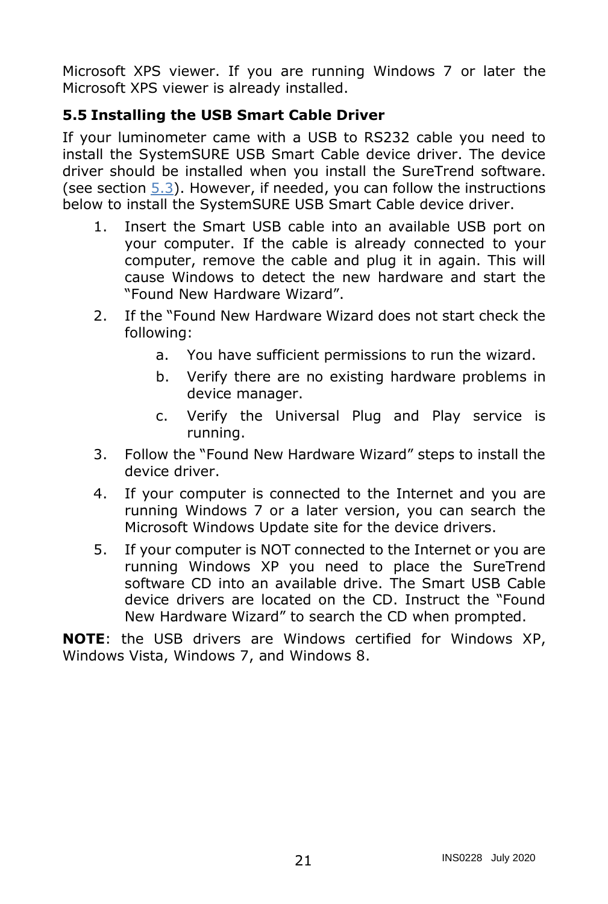Microsoft XPS viewer. If you are running Windows 7 or later the Microsoft XPS viewer is already installed.

### 5.5 Installing the USB Smart Cable Driver

If your luminometer came with a USB to RS232 cable you need to install the SystemSURE USB Smart Cable device driver. The device driver should be installed when you install the SureTrend software. (see section 5.3). However, if needed, you can follow the instructions below to install the SystemSURE USB Smart Cable device driver.

1. Insert the Smart USB cable into an available USB port on your computer. If the cable is already connected to your computer, remove the cable and plug it in again. This will cause Windows to detect the new hardware and start the "Found New Hardware Wizard".
2. If the "Found New Hardware Wizard does not start check the following:
    a. You have sufficient permissions to run the wizard.
    b. Verify there are no existing hardware problems in device manager.
    c. Verify the Universal Plug and Play service is running.
3. Follow the "Found New Hardware Wizard" steps to install the device driver.
4. If your computer is connected to the Internet and you are running Windows 7 or a later version, you can search the Microsoft Windows Update site for the device drivers.
5. If your computer is NOT connected to the Internet or you are running Windows XP you need to place the SureTrend software CD into an available drive. The Smart USB Cable device drivers are located on the CD. Instruct the "Found New Hardware Wizard" to search the CD when prompted.

**NOTE**: the USB drivers are Windows certified for Windows XP, Windows Vista, Windows 7, and Windows 8.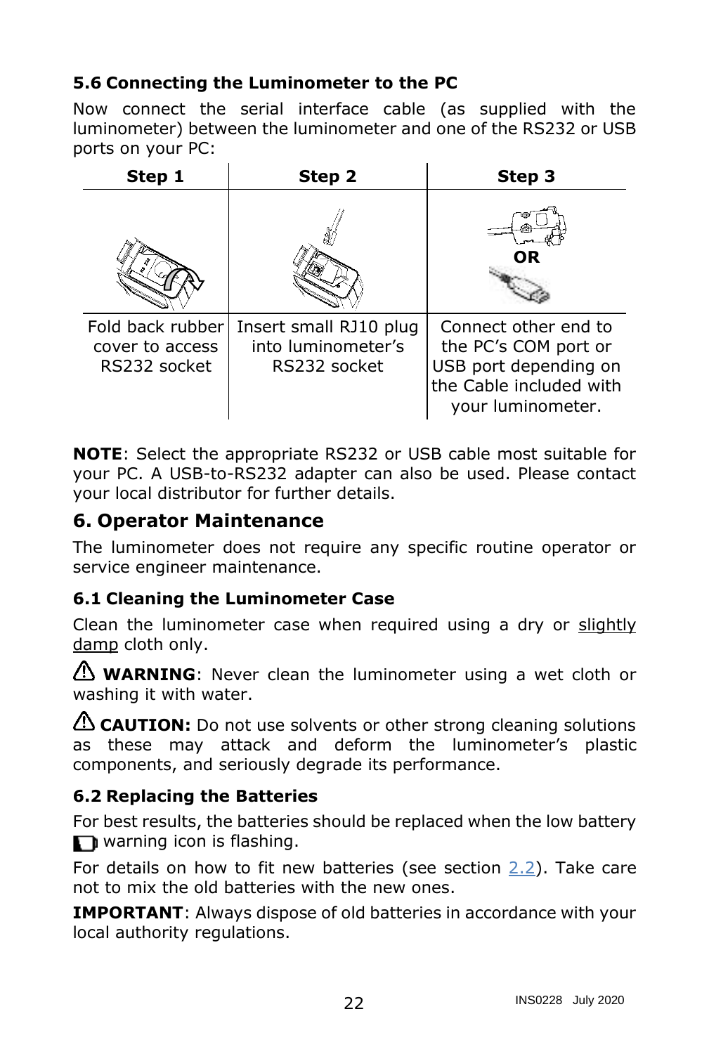### 5.6 Connecting the Luminometer to the PC

Now connect the serial interface cable (as supplied with the luminometer) between the luminometer and one of the RS232 or USB ports on your PC:

| Step 1 | Step 2 | Step 3 |
|---|---|---|
| | | OR |
| Fold back rubber cover to access RS232 socket | Insert small RJ10 plug into luminometer's RS232 socket | Connect other end to the PC's COM port or USB port depending on the Cable included with your luminometer. |

**NOTE**: Select the appropriate RS232 or USB cable most suitable for your PC. A USB-to-RS232 adapter can also be used. Please contact your local distributor for further details.

## 6. Operator Maintenance

The luminometer does not require any specific routine operator or service engineer maintenance.

### 6.1 Cleaning the Luminometer Case

Clean the luminometer case when required using a dry or slightly damp cloth only.

⚠ **WARNING**: Never clean the luminometer using a wet cloth or washing it with water.

⚠ **CAUTION:** Do not use solvents or other strong cleaning solutions as these may attack and deform the luminometer's plastic components, and seriously degrade its performance.

### 6.2 Replacing the Batteries

For best results, the batteries should be replaced when the low battery warning icon is flashing.

For details on how to fit new batteries (see section 2.2). Take care not to mix the old batteries with the new ones.

**IMPORTANT**: Always dispose of old batteries in accordance with your local authority regulations.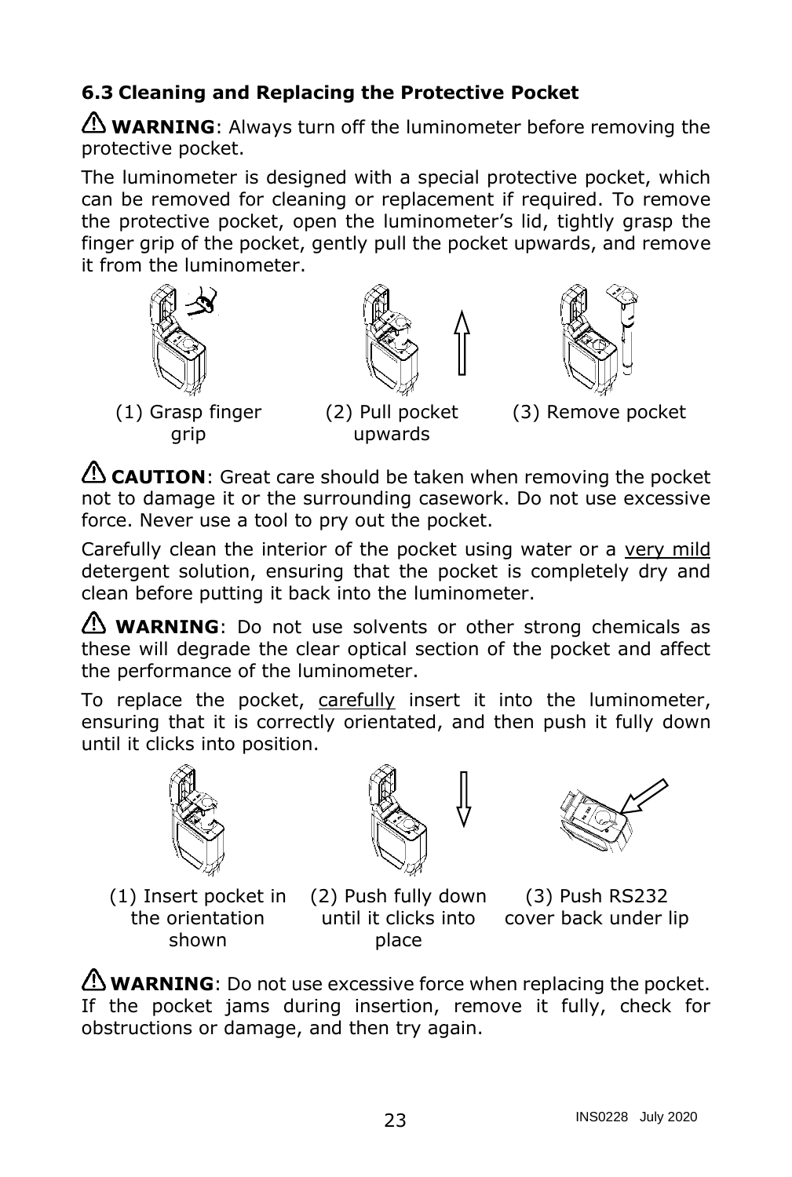### 6.3 Cleaning and Replacing the Protective Pocket

⚠ **WARNING**: Always turn off the luminometer before removing the protective pocket.

The luminometer is designed with a special protective pocket, which can be removed for cleaning or replacement if required. To remove the protective pocket, open the luminometer's lid, tightly grasp the finger grip of the pocket, gently pull the pocket upwards, and remove it from the luminometer.

(1) Grasp finger grip

(2) Pull pocket upwards

(3) Remove pocket

⚠ **CAUTION**: Great care should be taken when removing the pocket not to damage it or the surrounding casework. Do not use excessive force. Never use a tool to pry out the pocket.

Carefully clean the interior of the pocket using water or a very mild detergent solution, ensuring that the pocket is completely dry and clean before putting it back into the luminometer.

⚠ **WARNING**: Do not use solvents or other strong chemicals as these will degrade the clear optical section of the pocket and affect the performance of the luminometer.

To replace the pocket, carefully insert it into the luminometer, ensuring that it is correctly orientated, and then push it fully down until it clicks into position.

(1) Insert pocket in the orientation shown

(2) Push fully down until it clicks into place

(3) Push RS232 cover back under lip

⚠ **WARNING**: Do not use excessive force when replacing the pocket. If the pocket jams during insertion, remove it fully, check for obstructions or damage, and then try again.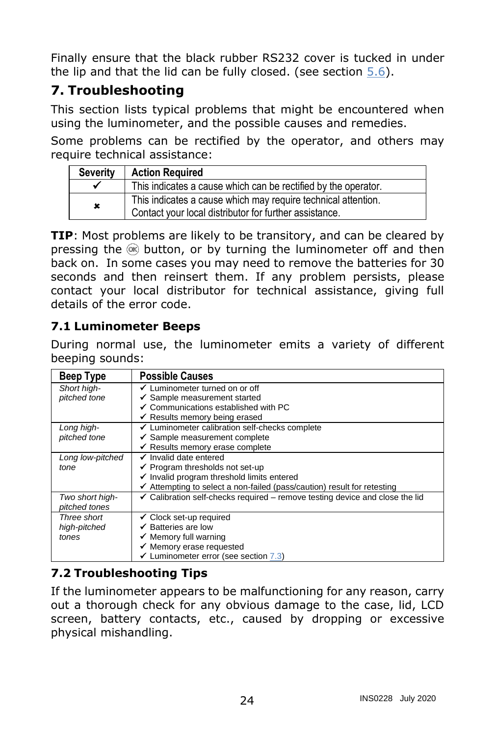Finally ensure that the black rubber RS232 cover is tucked in under the lip and that the lid can be fully closed. (see section 5.6).

# 7. Troubleshooting

This section lists typical problems that might be encountered when using the luminometer, and the possible causes and remedies.

Some problems can be rectified by the operator, and others may require technical assistance:

| Severity | Action Required |
|---|---|
| ✓ | This indicates a cause which can be rectified by the operator. |
| ✗ | This indicates a cause which may require technical attention. Contact your local distributor for further assistance. |

**TIP**: Most problems are likely to be transitory, and can be cleared by pressing the OK button, or by turning the luminometer off and then back on. In some cases you may need to remove the batteries for 30 seconds and then reinsert them. If any problem persists, please contact your local distributor for technical assistance, giving full details of the error code.

## 7.1 Luminometer Beeps

During normal use, the luminometer emits a variety of different beeping sounds:

| Beep Type | Possible Causes |
|---|---|
| *Short high-pitched tone* | ✓ Luminometer turned on or off<br>✓ Sample measurement started<br>✓ Communications established with PC<br>✓ Results memory being erased |
| *Long high-pitched tone* | ✓ Luminometer calibration self-checks complete<br>✓ Sample measurement complete<br>✓ Results memory erase complete |
| *Long low-pitched tone* | ✓ Invalid date entered<br>✓ Program thresholds not set-up<br>✓ Invalid program threshold limits entered<br>✓ Attempting to select a non-failed (pass/caution) result for retesting |
| *Two short high-pitched tones* | ✓ Calibration self-checks required – remove testing device and close the lid |
| *Three short high-pitched tones* | ✓ Clock set-up required<br>✓ Batteries are low<br>✓ Memory full warning<br>✓ Memory erase requested<br>✓ Luminometer error (see section 7.3) |

## 7.2 Troubleshooting Tips

If the luminometer appears to be malfunctioning for any reason, carry out a thorough check for any obvious damage to the case, lid, LCD screen, battery contacts, etc., caused by dropping or excessive physical mishandling.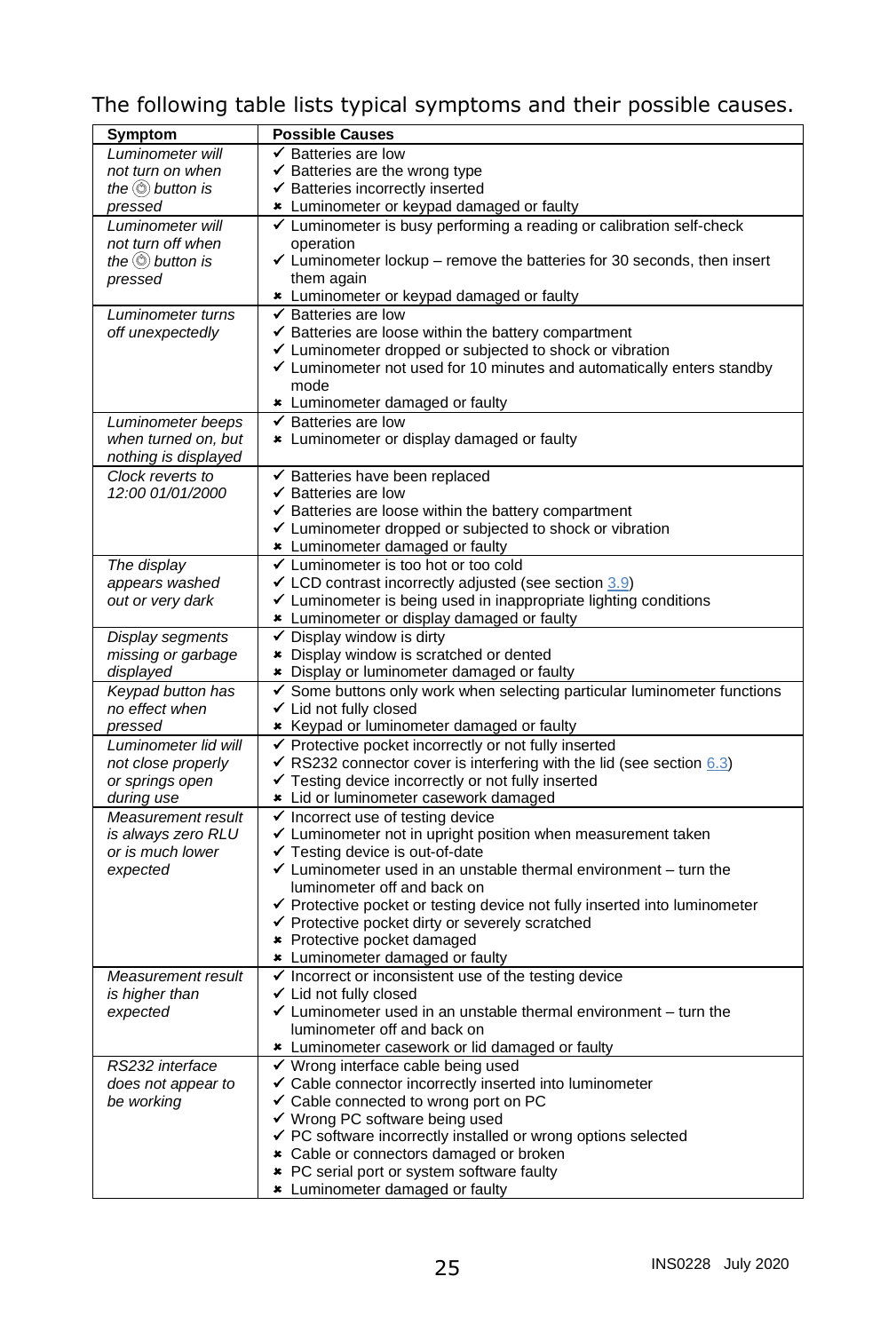The following table lists typical symptoms and their possible causes.

| Symptom | Possible Causes |
|---|---|
| *Luminometer will not turn on when the ⓞ button is pressed* | ✓ Batteries are low<br>✓ Batteries are the wrong type<br>✓ Batteries incorrectly inserted<br>✖ Luminometer or keypad damaged or faulty |
| *Luminometer will not turn off when the ⓞ button is pressed* | ✓ Luminometer is busy performing a reading or calibration self-check operation<br>✓ Luminometer lockup – remove the batteries for 30 seconds, then insert them again<br>✖ Luminometer or keypad damaged or faulty |
| *Luminometer turns off unexpectedly* | ✓ Batteries are low<br>✓ Batteries are loose within the battery compartment<br>✓ Luminometer dropped or subjected to shock or vibration<br>✓ Luminometer not used for 10 minutes and automatically enters standby mode<br>✖ Luminometer damaged or faulty |
| *Luminometer beeps when turned on, but nothing is displayed* | ✓ Batteries are low<br>✖ Luminometer or display damaged or faulty |
| *Clock reverts to 12:00 01/01/2000* | ✓ Batteries have been replaced<br>✓ Batteries are low<br>✓ Batteries are loose within the battery compartment<br>✓ Luminometer dropped or subjected to shock or vibration<br>✖ Luminometer damaged or faulty |
| *The display appears washed out or very dark* | ✓ Luminometer is too hot or too cold<br>✓ LCD contrast incorrectly adjusted (see section 3.9)<br>✓ Luminometer is being used in inappropriate lighting conditions<br>✖ Luminometer or display damaged or faulty |
| *Display segments missing or garbage displayed* | ✓ Display window is dirty<br>✖ Display window is scratched or dented<br>✖ Display or luminometer damaged or faulty |
| *Keypad button has no effect when pressed* | ✓ Some buttons only work when selecting particular luminometer functions<br>✓ Lid not fully closed<br>✖ Keypad or luminometer damaged or faulty |
| *Luminometer lid will not close properly or springs open during use* | ✓ Protective pocket incorrectly or not fully inserted<br>✓ RS232 connector cover is interfering with the lid (see section 6.3)<br>✓ Testing device incorrectly or not fully inserted<br>✖ Lid or luminometer casework damaged |
| *Measurement result is always zero RLU or is much lower expected* | ✓ Incorrect use of testing device<br>✓ Luminometer not in upright position when measurement taken<br>✓ Testing device is out-of-date<br>✓ Luminometer used in an unstable thermal environment – turn the luminometer off and back on<br>✓ Protective pocket or testing device not fully inserted into luminometer<br>✓ Protective pocket dirty or severely scratched<br>✖ Protective pocket damaged<br>✖ Luminometer damaged or faulty |
| *Measurement result is higher than expected* | ✓ Incorrect or inconsistent use of the testing device<br>✓ Lid not fully closed<br>✓ Luminometer used in an unstable thermal environment – turn the luminometer off and back on<br>✖ Luminometer casework or lid damaged or faulty |
| *RS232 interface does not appear to be working* | ✓ Wrong interface cable being used<br>✓ Cable connector incorrectly inserted into luminometer<br>✓ Cable connected to wrong port on PC<br>✓ Wrong PC software being used<br>✓ PC software incorrectly installed or wrong options selected<br>✖ Cable or connectors damaged or broken<br>✖ PC serial port or system software faulty<br>✖ Luminometer damaged or faulty |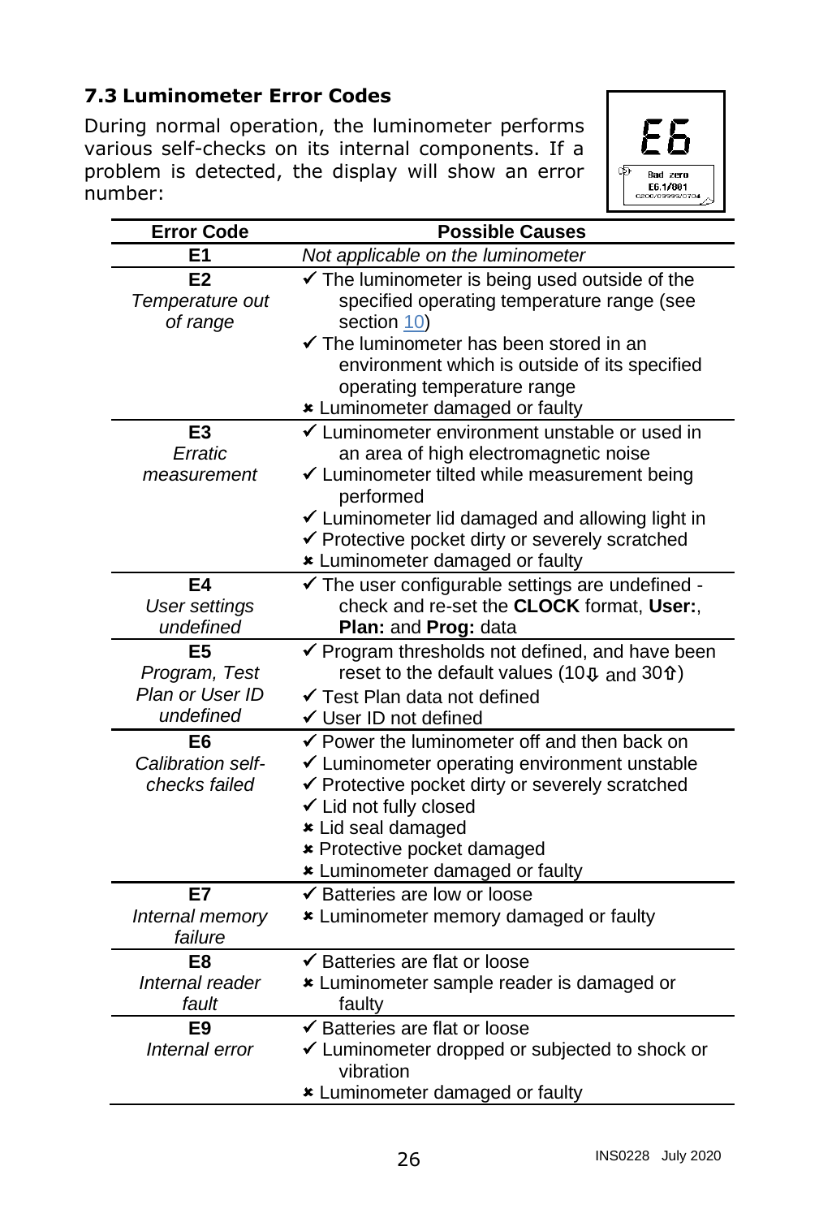### 7.3 Luminometer Error Codes

During normal operation, the luminometer performs various self-checks on its internal components. If a problem is detected, the display will show an error number:

| Error Code | Possible Causes |
|---|---|
| **E1** | *Not applicable on the luminometer* |
| **E2**<br>*Temperature out of range* | ✓ The luminometer is being used outside of the specified operating temperature range (see section 10)<br>✓ The luminometer has been stored in an environment which is outside of its specified operating temperature range<br>✖ Luminometer damaged or faulty |
| **E3**<br>*Erratic measurement* | ✓ Luminometer environment unstable or used in an area of high electromagnetic noise<br>✓ Luminometer tilted while measurement being performed<br>✓ Luminometer lid damaged and allowing light in<br>✓ Protective pocket dirty or severely scratched<br>✖ Luminometer damaged or faulty |
| **E4**<br>*User settings undefined* | ✓ The user configurable settings are undefined - check and re-set the **CLOCK** format, **User:**, **Plan:** and **Prog:** data |
| **E5**<br>*Program, Test Plan or User ID undefined* | ✓ Program thresholds not defined, and have been reset to the default values (10⇩ and 30⇧)<br>✓ Test Plan data not defined<br>✓ User ID not defined |
| **E6**<br>*Calibration self-checks failed* | ✓ Power the luminometer off and then back on<br>✓ Luminometer operating environment unstable<br>✓ Protective pocket dirty or severely scratched<br>✓ Lid not fully closed<br>✖ Lid seal damaged<br>✖ Protective pocket damaged<br>✖ Luminometer damaged or faulty |
| **E7**<br>*Internal memory failure* | ✓ Batteries are low or loose<br>✖ Luminometer memory damaged or faulty |
| **E8**<br>*Internal reader fault* | ✓ Batteries are flat or loose<br>✖ Luminometer sample reader is damaged or faulty |
| **E9**<br>*Internal error* | ✓ Batteries are flat or loose<br>✓ Luminometer dropped or subjected to shock or vibration<br>✖ Luminometer damaged or faulty |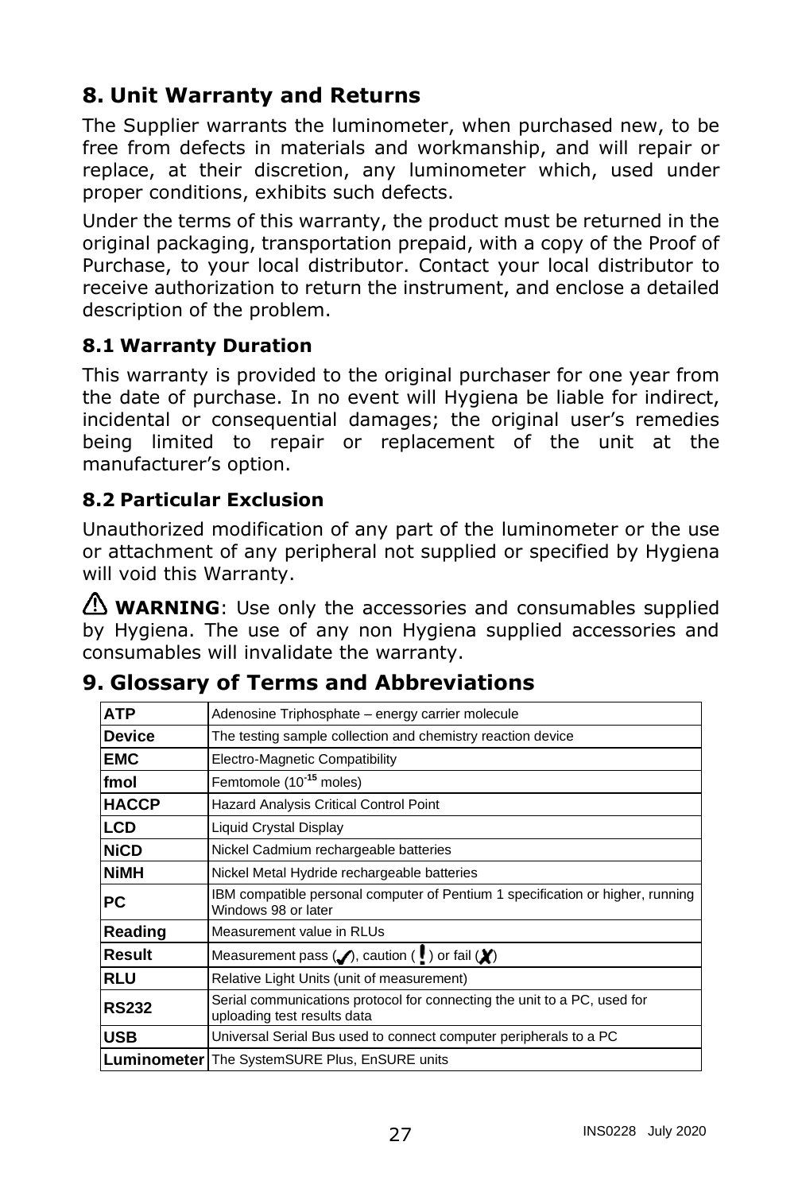## 8. Unit Warranty and Returns

The Supplier warrants the luminometer, when purchased new, to be free from defects in materials and workmanship, and will repair or replace, at their discretion, any luminometer which, used under proper conditions, exhibits such defects.

Under the terms of this warranty, the product must be returned in the original packaging, transportation prepaid, with a copy of the Proof of Purchase, to your local distributor. Contact your local distributor to receive authorization to return the instrument, and enclose a detailed description of the problem.

### 8.1 Warranty Duration

This warranty is provided to the original purchaser for one year from the date of purchase. In no event will Hygiena be liable for indirect, incidental or consequential damages; the original user's remedies being limited to repair or replacement of the unit at the manufacturer's option.

### 8.2 Particular Exclusion

Unauthorized modification of any part of the luminometer or the use or attachment of any peripheral not supplied or specified by Hygiena will void this Warranty.

⚠ **WARNING**: Use only the accessories and consumables supplied by Hygiena. The use of any non Hygiena supplied accessories and consumables will invalidate the warranty.

## 9. Glossary of Terms and Abbreviations

| | |
|---|---|
| **ATP** | Adenosine Triphosphate – energy carrier molecule |
| **Device** | The testing sample collection and chemistry reaction device |
| **EMC** | Electro-Magnetic Compatibility |
| **fmol** | Femtomole ($10^{-15}$ moles) |
| **HACCP** | Hazard Analysis Critical Control Point |
| **LCD** | Liquid Crystal Display |
| **NiCD** | Nickel Cadmium rechargeable batteries |
| **NiMH** | Nickel Metal Hydride rechargeable batteries |
| **PC** | IBM compatible personal computer of Pentium 1 specification or higher, running Windows 98 or later |
| **Reading** | Measurement value in RLUs |
| **Result** | Measurement pass (✓), caution (!) or fail (✗) |
| **RLU** | Relative Light Units (unit of measurement) |
| **RS232** | Serial communications protocol for connecting the unit to a PC, used for uploading test results data |
| **USB** | Universal Serial Bus used to connect computer peripherals to a PC |
| **Luminometer** | The SystemSURE Plus, EnSURE units |

INS0228 July 2020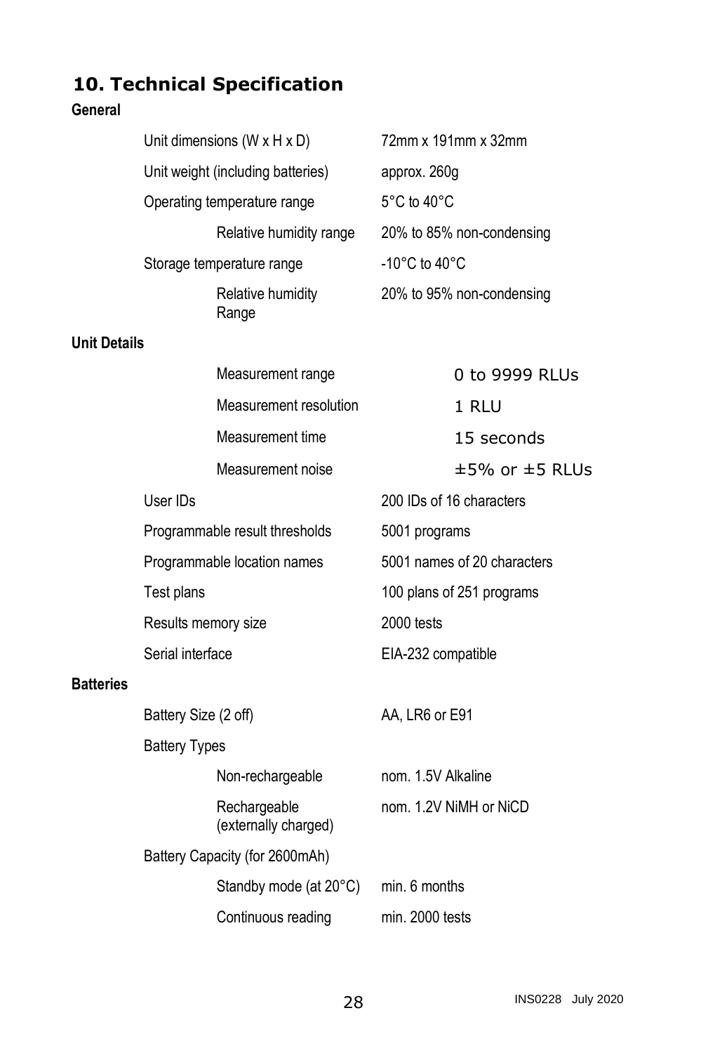## 10. Technical Specification

### General

| | |
|---|---|
| Unit dimensions (W x H x D) | 72mm x 191mm x 32mm |
| Unit weight (including batteries) | approx. 260g |
| Operating temperature range | 5°C to 40°C |
| Relative humidity range | 20% to 85% non-condensing |
| Storage temperature range | -10°C to 40°C |
| Relative humidity Range | 20% to 95% non-condensing |

### Unit Details

| | |
|---|---|
| Measurement range | 0 to 9999 RLUs |
| Measurement resolution | 1 RLU |
| Measurement time | 15 seconds |
| Measurement noise | ±5% or ±5 RLUs |
| User IDs | 200 IDs of 16 characters |
| Programmable result thresholds | 5001 programs |
| Programmable location names | 5001 names of 20 characters |
| Test plans | 100 plans of 251 programs |
| Results memory size | 2000 tests |
| Serial interface | EIA-232 compatible |

### Batteries

| | |
|---|---|
| Battery Size (2 off) | AA, LR6 or E91 |
| Battery Types | |
| Non-rechargeable | nom. 1.5V Alkaline |
| Rechargeable (externally charged) | nom. 1.2V NiMH or NiCD |
| Battery Capacity (for 2600mAh) | |
| Standby mode (at 20°C) | min. 6 months |
| Continuous reading | min. 2000 tests |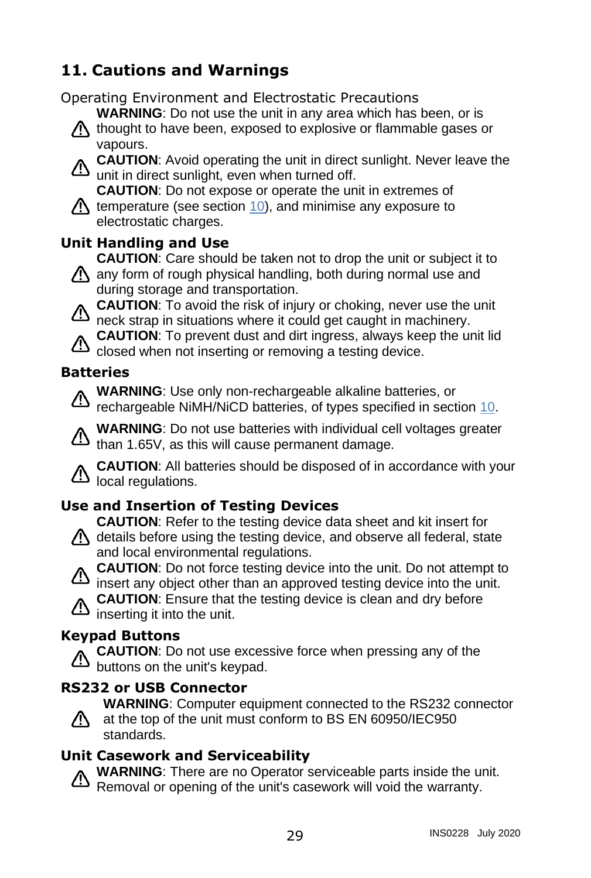## 11. Cautions and Warnings

Operating Environment and Electrostatic Precautions

⚠ **WARNING**: Do not use the unit in any area which has been, or is thought to have been, exposed to explosive or flammable gases or vapours.

⚠ **CAUTION**: Avoid operating the unit in direct sunlight. Never leave the unit in direct sunlight, even when turned off.

⚠ **CAUTION**: Do not expose or operate the unit in extremes of temperature (see section 10), and minimise any exposure to electrostatic charges.

### Unit Handling and Use

⚠ **CAUTION**: Care should be taken not to drop the unit or subject it to any form of rough physical handling, both during normal use and during storage and transportation.

⚠ **CAUTION**: To avoid the risk of injury or choking, never use the unit neck strap in situations where it could get caught in machinery.

⚠ **CAUTION**: To prevent dust and dirt ingress, always keep the unit lid closed when not inserting or removing a testing device.

### Batteries

⚠ **WARNING**: Use only non-rechargeable alkaline batteries, or rechargeable NiMH/NiCD batteries, of types specified in section 10.

⚠ **WARNING**: Do not use batteries with individual cell voltages greater than 1.65V, as this will cause permanent damage.

⚠ **CAUTION**: All batteries should be disposed of in accordance with your local regulations.

### Use and Insertion of Testing Devices

⚠ **CAUTION**: Refer to the testing device data sheet and kit insert for details before using the testing device, and observe all federal, state and local environmental regulations.

⚠ **CAUTION**: Do not force testing device into the unit. Do not attempt to insert any object other than an approved testing device into the unit.

⚠ **CAUTION**: Ensure that the testing device is clean and dry before inserting it into the unit.

### Keypad Buttons

⚠ **CAUTION**: Do not use excessive force when pressing any of the buttons on the unit's keypad.

### RS232 or USB Connector

⚠ **WARNING**: Computer equipment connected to the RS232 connector at the top of the unit must conform to BS EN 60950/IEC950 standards.

### Unit Casework and Serviceability

⚠ **WARNING**: There are no Operator serviceable parts inside the unit. Removal or opening of the unit's casework will void the warranty.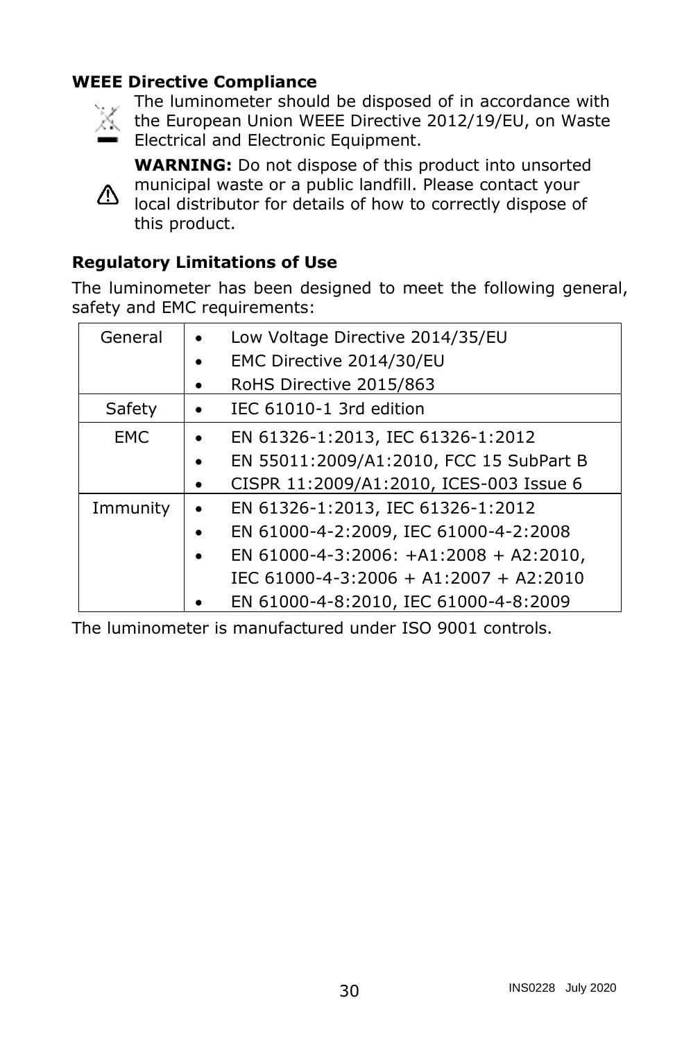**WEEE Directive Compliance**

The luminometer should be disposed of in accordance with the European Union WEEE Directive 2012/19/EU, on Waste Electrical and Electronic Equipment.

**WARNING:** Do not dispose of this product into unsorted municipal waste or a public landfill. Please contact your local distributor for details of how to correctly dispose of this product.

**Regulatory Limitations of Use**

The luminometer has been designed to meet the following general, safety and EMC requirements:

| | |
|---|---|
| General | • Low Voltage Directive 2014/35/EU<br>• EMC Directive 2014/30/EU<br>• RoHS Directive 2015/863 |
| Safety | • IEC 61010-1 3rd edition |
| EMC | • EN 61326-1:2013, IEC 61326-1:2012<br>• EN 55011:2009/A1:2010, FCC 15 SubPart B<br>• CISPR 11:2009/A1:2010, ICES-003 Issue 6 |
| Immunity | • EN 61326-1:2013, IEC 61326-1:2012<br>• EN 61000-4-2:2009, IEC 61000-4-2:2008<br>• EN 61000-4-3:2006: +A1:2008 + A2:2010, IEC 61000-4-3:2006 + A1:2007 + A2:2010<br>• EN 61000-4-8:2010, IEC 61000-4-8:2009 |

The luminometer is manufactured under ISO 9001 controls.